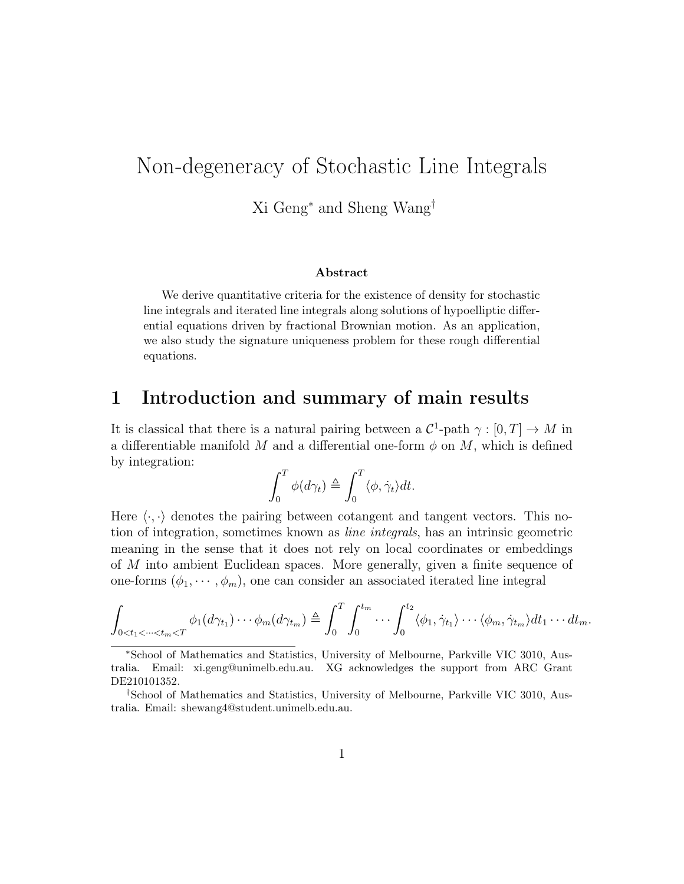# Non-degeneracy of Stochastic Line Integrals

Xi Geng[*] and Sheng Wang[†]

**Abstract**

We derive quantitative criteria for the existence of density for stochastic line integrals and iterated line integrals along solutions of hypoelliptic differential equations driven by fractional Brownian motion. As an application, we also study the signature uniqueness problem for these rough differential equations.

## 1 Introduction and summary of main results

It is classical that there is a natural pairing between a $\mathcal{C}^1$-path $\gamma : [0, T] \to M$ in a differentiable manifold $M$ and a differential one-form $\phi$ on $M$, which is defined by integration:

$$\int_0^T \phi(d\gamma_t) \triangleq \int_0^T \langle \phi, \dot{\gamma}_t \rangle dt.$$

Here $\langle \cdot, \cdot \rangle$ denotes the pairing between cotangent and tangent vectors. This notion of integration, sometimes known as *line integrals*, has an intrinsic geometric meaning in the sense that it does not rely on local coordinates or embeddings of $M$ into ambient Euclidean spaces. More generally, given a finite sequence of one-forms $(\phi_1, \cdots, \phi_m)$, one can consider an associated iterated line integral

$$\int_{0<t_1<\cdots<t_m<T} \phi_1(d\gamma_{t_1}) \cdots \phi_m(d\gamma_{t_m}) \triangleq \int_0^T \int_0^{t_m} \cdots \int_0^{t_2} \langle \phi_1, \dot{\gamma}_{t_1} \rangle \cdots \langle \phi_m, \dot{\gamma}_{t_m} \rangle dt_1 \cdots dt_m.$$

[*]School of Mathematics and Statistics, University of Melbourne, Parkville VIC 3010, Australia. Email: xi.geng@unimelb.edu.au. XG acknowledges the support from ARC Grant DE210101352.

[†]School of Mathematics and Statistics, University of Melbourne, Parkville VIC 3010, Australia. Email: shewang4@student.unimelb.edu.au.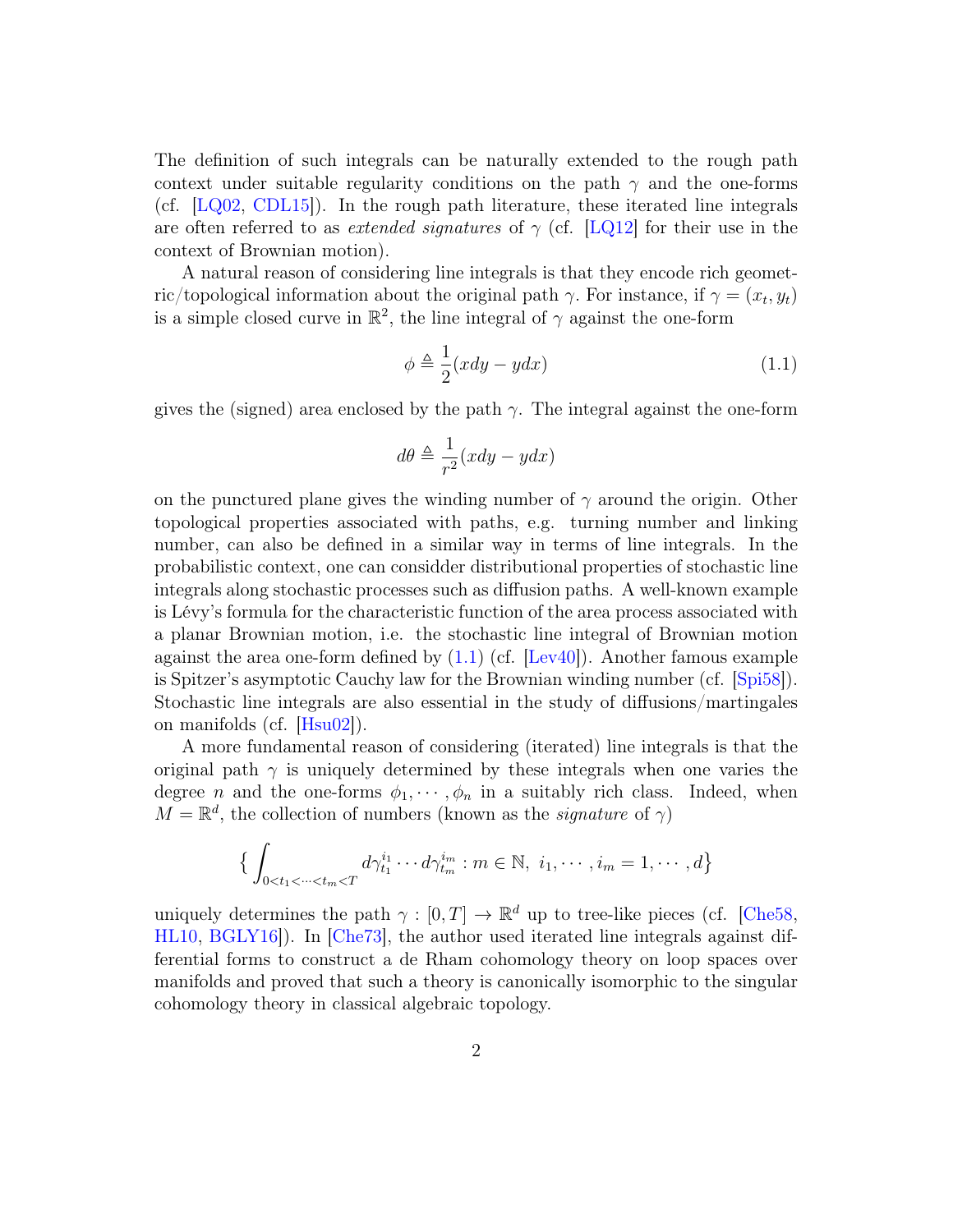The definition of such integrals can be naturally extended to the rough path context under suitable regularity conditions on the path $\gamma$ and the one-forms (cf. [LQ02, CDL15]). In the rough path literature, these iterated line integrals are often referred to as *extended signatures* of $\gamma$ (cf. [LQ12] for their use in the context of Brownian motion).

A natural reason of considering line integrals is that they encode rich geometric/topological information about the original path $\gamma$. For instance, if $\gamma = (x_t, y_t)$ is a simple closed curve in $\mathbb{R}^2$, the line integral of $\gamma$ against the one-form

$$\phi \triangleq \frac{1}{2}(xdy - ydx) \tag{1.1}$$

gives the (signed) area enclosed by the path $\gamma$. The integral against the one-form

$$d\theta \triangleq \frac{1}{r^2}(xdy - ydx)$$

on the punctured plane gives the winding number of $\gamma$ around the origin. Other topological properties associated with paths, e.g. turning number and linking number, can also be defined in a similar way in terms of line integrals. In the probabilistic context, one can considder distributional properties of stochastic line integrals along stochastic processes such as diffusion paths. A well-known example is Lévy's formula for the characteristic function of the area process associated with a planar Brownian motion, i.e. the stochastic line integral of Brownian motion against the area one-form defined by (1.1) (cf. [Lev40]). Another famous example is Spitzer's asymptotic Cauchy law for the Brownian winding number (cf. [Spi58]). Stochastic line integrals are also essential in the study of diffusions/martingales on manifolds (cf. [Hsu02]).

A more fundamental reason of considering (iterated) line integrals is that the original path $\gamma$ is uniquely determined by these integrals when one varies the degree $n$ and the one-forms $\phi_1, \cdots, \phi_n$ in a suitably rich class. Indeed, when $M = \mathbb{R}^d$, the collection of numbers (known as the *signature* of $\gamma$)

$$\Big\{ \int_{0<t_1<\cdots<t_m<T} d\gamma_{t_1}^{i_1} \cdots d\gamma_{t_m}^{i_m} : m \in \mathbb{N},\ i_1, \cdots, i_m = 1, \cdots, d \Big\}$$

uniquely determines the path $\gamma : [0, T] \to \mathbb{R}^d$ up to tree-like pieces (cf. [Che58, HL10, BGLY16]). In [Che73], the author used iterated line integrals against differential forms to construct a de Rham cohomology theory on loop spaces over manifolds and proved that such a theory is canonically isomorphic to the singular cohomology theory in classical algebraic topology.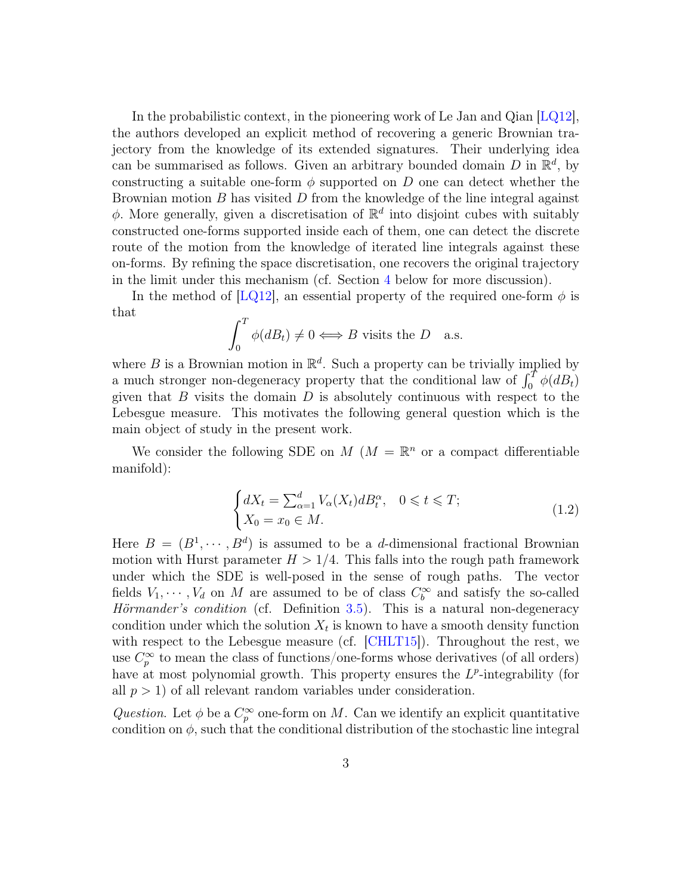In the probabilistic context, in the pioneering work of Le Jan and Qian [LQ12], the authors developed an explicit method of recovering a generic Brownian trajectory from the knowledge of its extended signatures. Their underlying idea can be summarised as follows. Given an arbitrary bounded domain $D$ in $\mathbb{R}^d$, by constructing a suitable one-form $\phi$ supported on $D$ one can detect whether the Brownian motion $B$ has visited $D$ from the knowledge of the line integral against $\phi$. More generally, given a discretisation of $\mathbb{R}^d$ into disjoint cubes with suitably constructed one-forms supported inside each of them, one can detect the discrete route of the motion from the knowledge of iterated line integrals against these on-forms. By refining the space discretisation, one recovers the original trajectory in the limit under this mechanism (cf. Section 4 below for more discussion).

In the method of [LQ12], an essential property of the required one-form $\phi$ is that

$$\int_0^T \phi(dB_t) \neq 0 \Longleftrightarrow B \text{ visits the } D \quad \text{a.s.}$$

where $B$ is a Brownian motion in $\mathbb{R}^d$. Such a property can be trivially implied by a much stronger non-degeneracy property that the conditional law of $\int_0^T \phi(dB_t)$ given that $B$ visits the domain $D$ is absolutely continuous with respect to the Lebesgue measure. This motivates the following general question which is the main object of study in the present work.

We consider the following SDE on $M$ ($M = \mathbb{R}^n$ or a compact differentiable manifold):

$$\begin{cases} dX_t = \sum_{\alpha=1}^d V_\alpha(X_t) dB_t^\alpha, \quad 0 \leqslant t \leqslant T; \\ X_0 = x_0 \in M. \end{cases} \tag{1.2}$$

Here $B = (B^1, \cdots, B^d)$ is assumed to be a $d$-dimensional fractional Brownian motion with Hurst parameter $H > 1/4$. This falls into the rough path framework under which the SDE is well-posed in the sense of rough paths. The vector fields $V_1, \cdots, V_d$ on $M$ are assumed to be of class $C_b^\infty$ and satisfy the so-called *Hörmander's condition* (cf. Definition 3.5). This is a natural non-degeneracy condition under which the solution $X_t$ is known to have a smooth density function with respect to the Lebesgue measure (cf. [CHLT15]). Throughout the rest, we use $C_p^\infty$ to mean the class of functions/one-forms whose derivatives (of all orders) have at most polynomial growth. This property ensures the $L^p$-integrability (for all $p > 1$) of all relevant random variables under consideration.

*Question.* Let $\phi$ be a $C_p^\infty$ one-form on $M$. Can we identify an explicit quantitative condition on $\phi$, such that the conditional distribution of the stochastic line integral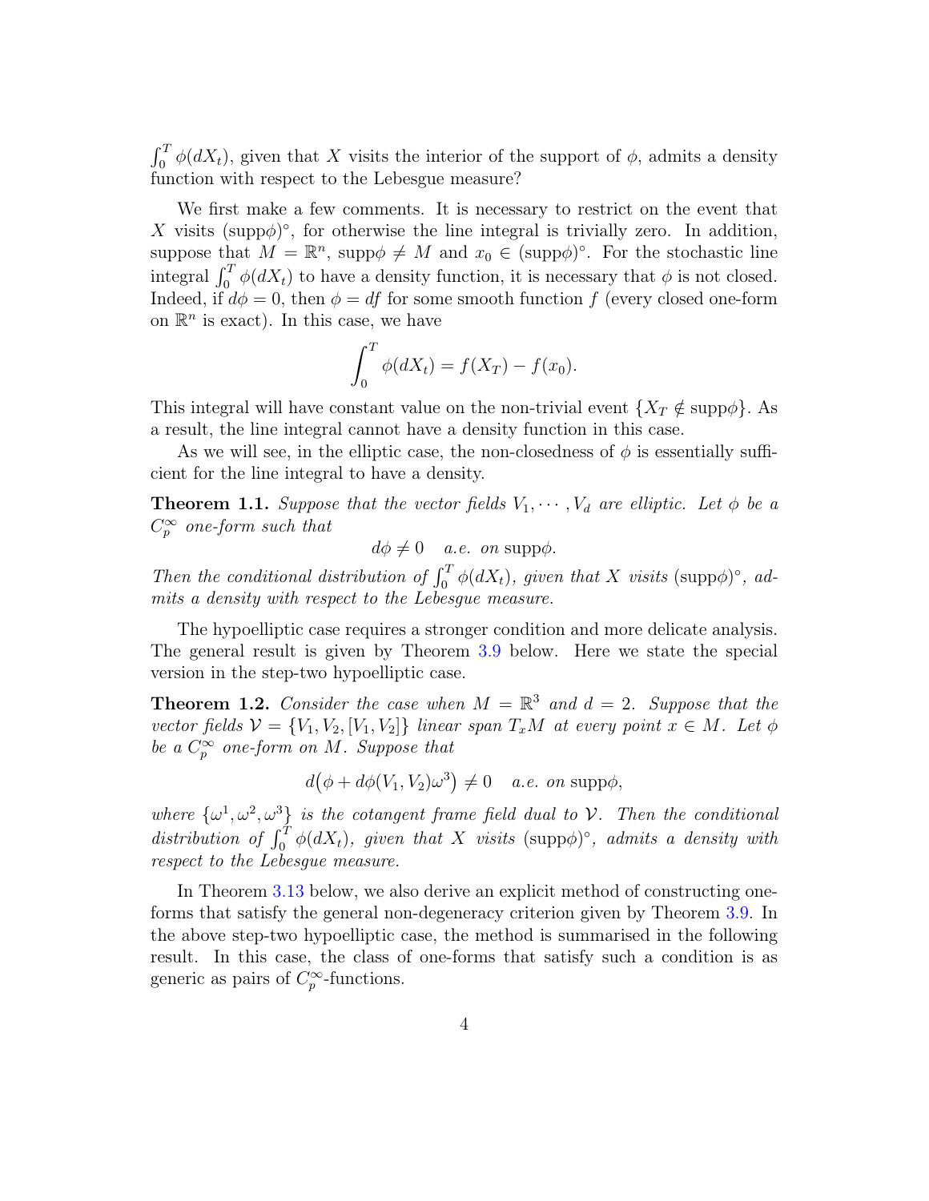$\int_0^T \phi(dX_t)$, given that $X$ visits the interior of the support of $\phi$, admits a density function with respect to the Lebesgue measure?

We first make a few comments. It is necessary to restrict on the event that $X$ visits $(\text{supp}\phi)^\circ$, for otherwise the line integral is trivially zero. In addition, suppose that $M = \mathbb{R}^n$, $\text{supp}\phi \neq M$ and $x_0 \in (\text{supp}\phi)^\circ$. For the stochastic line integral $\int_0^T \phi(dX_t)$ to have a density function, it is necessary that $\phi$ is not closed. Indeed, if $d\phi = 0$, then $\phi = df$ for some smooth function $f$ (every closed one-form on $\mathbb{R}^n$ is exact). In this case, we have

$$\int_0^T \phi(dX_t) = f(X_T) - f(x_0).$$

This integral will have constant value on the non-trivial event $\{X_T \notin \text{supp}\phi\}$. As a result, the line integral cannot have a density function in this case.

As we will see, in the elliptic case, the non-closedness of $\phi$ is essentially sufficient for the line integral to have a density.

**Theorem 1.1.** *Suppose that the vector fields $V_1, \cdots, V_d$ are elliptic. Let $\phi$ be a $C_p^\infty$ one-form such that*

$$d\phi \neq 0 \quad \text{a.e. on } \text{supp}\phi.$$

*Then the conditional distribution of $\int_0^T \phi(dX_t)$, given that $X$ visits $(\text{supp}\phi)^\circ$, admits a density with respect to the Lebesgue measure.*

The hypoelliptic case requires a stronger condition and more delicate analysis. The general result is given by Theorem 3.9 below. Here we state the special version in the step-two hypoelliptic case.

**Theorem 1.2.** *Consider the case when $M = \mathbb{R}^3$ and $d = 2$. Suppose that the vector fields $\mathcal{V} = \{V_1, V_2, [V_1, V_2]\}$ linear span $T_xM$ at every point $x \in M$. Let $\phi$ be a $C_p^\infty$ one-form on $M$. Suppose that*

$$d\big(\phi + d\phi(V_1, V_2)\omega^3\big) \neq 0 \quad \text{a.e. on } \text{supp}\phi,$$

*where $\{\omega^1, \omega^2, \omega^3\}$ is the cotangent frame field dual to $\mathcal{V}$. Then the conditional distribution of $\int_0^T \phi(dX_t)$, given that $X$ visits $(\text{supp}\phi)^\circ$, admits a density with respect to the Lebesgue measure.*

In Theorem 3.13 below, we also derive an explicit method of constructing one-forms that satisfy the general non-degeneracy criterion given by Theorem 3.9. In the above step-two hypoelliptic case, the method is summarised in the following result. In this case, the class of one-forms that satisfy such a condition is as generic as pairs of $C_p^\infty$-functions.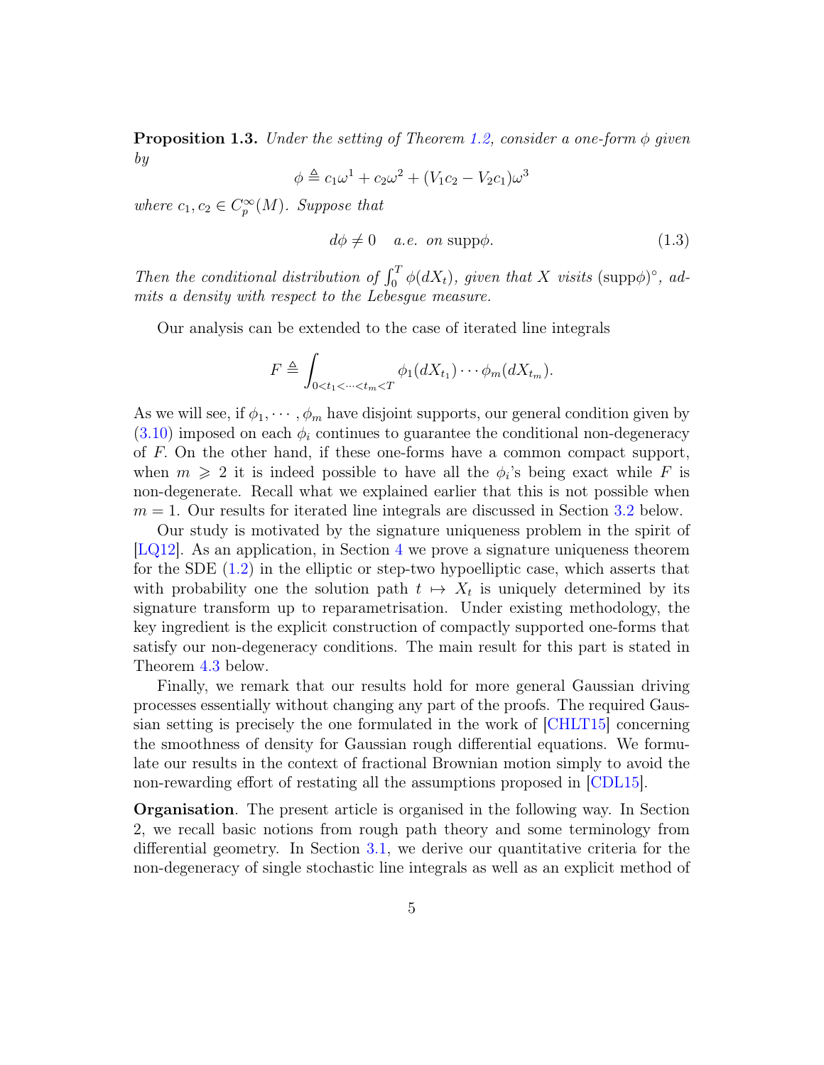**Proposition 1.3.** *Under the setting of Theorem 1.2, consider a one-form $\phi$ given by*

$$\phi \triangleq c_1\omega^1 + c_2\omega^2 + (V_1c_2 - V_2c_1)\omega^3$$

*where $c_1, c_2 \in C_p^\infty(M)$. Suppose that*

$$d\phi \neq 0 \quad a.e. \ \ on\ \mathrm{supp}\phi. \tag{1.3}$$

*Then the conditional distribution of $\int_0^T \phi(dX_t)$, given that $X$ visits $(\mathrm{supp}\phi)^\circ$, admits a density with respect to the Lebesgue measure.*

Our analysis can be extended to the case of iterated line integrals

$$F \triangleq \int_{0<t_1<\cdots<t_m<T} \phi_1(dX_{t_1})\cdots\phi_m(dX_{t_m}).$$

As we will see, if $\phi_1, \cdots, \phi_m$ have disjoint supports, our general condition given by (3.10) imposed on each $\phi_i$ continues to guarantee the conditional non-degeneracy of $F$. On the other hand, if these one-forms have a common compact support, when $m \geqslant 2$ it is indeed possible to have all the $\phi_i$'s being exact while $F$ is non-degenerate. Recall what we explained earlier that this is not possible when $m = 1$. Our results for iterated line integrals are discussed in Section 3.2 below.

Our study is motivated by the signature uniqueness problem in the spirit of [LQ12]. As an application, in Section 4 we prove a signature uniqueness theorem for the SDE (1.2) in the elliptic or step-two hypoelliptic case, which asserts that with probability one the solution path $t \mapsto X_t$ is uniquely determined by its signature transform up to reparametrisation. Under existing methodology, the key ingredient is the explicit construction of compactly supported one-forms that satisfy our non-degeneracy conditions. The main result for this part is stated in Theorem 4.3 below.

Finally, we remark that our results hold for more general Gaussian driving processes essentially without changing any part of the proofs. The required Gaussian setting is precisely the one formulated in the work of [CHLT15] concerning the smoothness of density for Gaussian rough differential equations. We formulate our results in the context of fractional Brownian motion simply to avoid the non-rewarding effort of restating all the assumptions proposed in [CDL15].

**Organisation**. The present article is organised in the following way. In Section 2, we recall basic notions from rough path theory and some terminology from differential geometry. In Section 3.1, we derive our quantitative criteria for the non-degeneracy of single stochastic line integrals as well as an explicit method of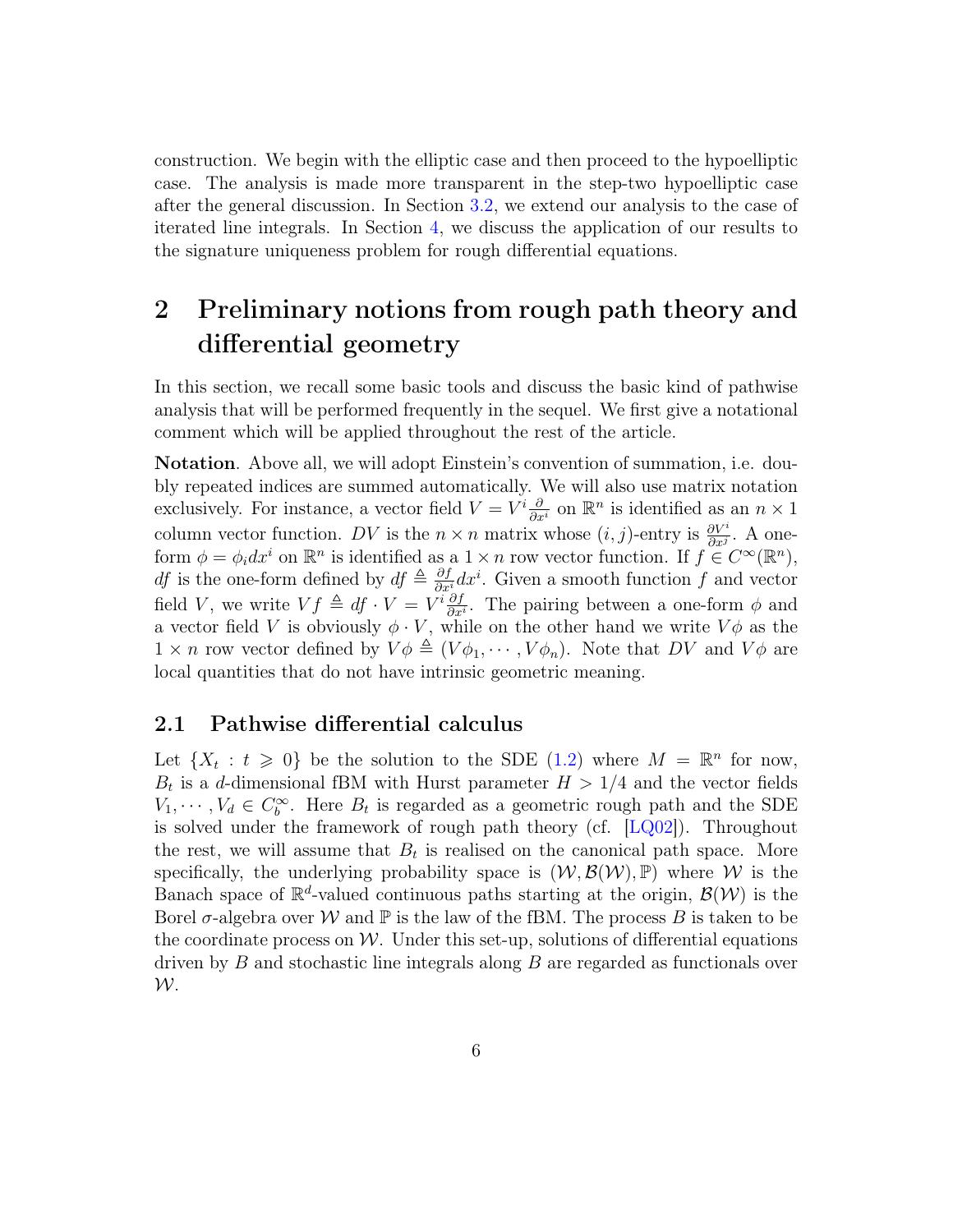construction. We begin with the elliptic case and then proceed to the hypoelliptic case. The analysis is made more transparent in the step-two hypoelliptic case after the general discussion. In Section 3.2, we extend our analysis to the case of iterated line integrals. In Section 4, we discuss the application of our results to the signature uniqueness problem for rough differential equations.

# 2 Preliminary notions from rough path theory and differential geometry

In this section, we recall some basic tools and discuss the basic kind of pathwise analysis that will be performed frequently in the sequel. We first give a notational comment which will be applied throughout the rest of the article.

**Notation**. Above all, we will adopt Einstein's convention of summation, i.e. doubly repeated indices are summed automatically. We will also use matrix notation exclusively. For instance, a vector field $V = V^i \frac{\partial}{\partial x^i}$ on $\mathbb{R}^n$ is identified as an $n \times 1$ column vector function. $DV$ is the $n \times n$ matrix whose $(i,j)$-entry is $\frac{\partial V^i}{\partial x^j}$. A one-form $\phi = \phi_i dx^i$ on $\mathbb{R}^n$ is identified as a $1 \times n$ row vector function. If $f \in C^\infty(\mathbb{R}^n)$, $df$ is the one-form defined by $df \triangleq \frac{\partial f}{\partial x^i} dx^i$. Given a smooth function $f$ and vector field $V$, we write $Vf \triangleq df \cdot V = V^i \frac{\partial f}{\partial x^i}$. The pairing between a one-form $\phi$ and a vector field $V$ is obviously $\phi \cdot V$, while on the other hand we write $V\phi$ as the $1 \times n$ row vector defined by $V\phi \triangleq (V\phi_1, \cdots, V\phi_n)$. Note that $DV$ and $V\phi$ are local quantities that do not have intrinsic geometric meaning.

## 2.1 Pathwise differential calculus

Let $\{X_t : t \geqslant 0\}$ be the solution to the SDE (1.2) where $M = \mathbb{R}^n$ for now, $B_t$ is a $d$-dimensional fBM with Hurst parameter $H > 1/4$ and the vector fields $V_1, \cdots, V_d \in C_b^\infty$. Here $B_t$ is regarded as a geometric rough path and the SDE is solved under the framework of rough path theory (cf. [LQ02]). Throughout the rest, we will assume that $B_t$ is realised on the canonical path space. More specifically, the underlying probability space is $(\mathcal{W}, \mathcal{B}(\mathcal{W}), \mathbb{P})$ where $\mathcal{W}$ is the Banach space of $\mathbb{R}^d$-valued continuous paths starting at the origin, $\mathcal{B}(\mathcal{W})$ is the Borel $\sigma$-algebra over $\mathcal{W}$ and $\mathbb{P}$ is the law of the fBM. The process $B$ is taken to be the coordinate process on $\mathcal{W}$. Under this set-up, solutions of differential equations driven by $B$ and stochastic line integrals along $B$ are regarded as functionals over $\mathcal{W}$.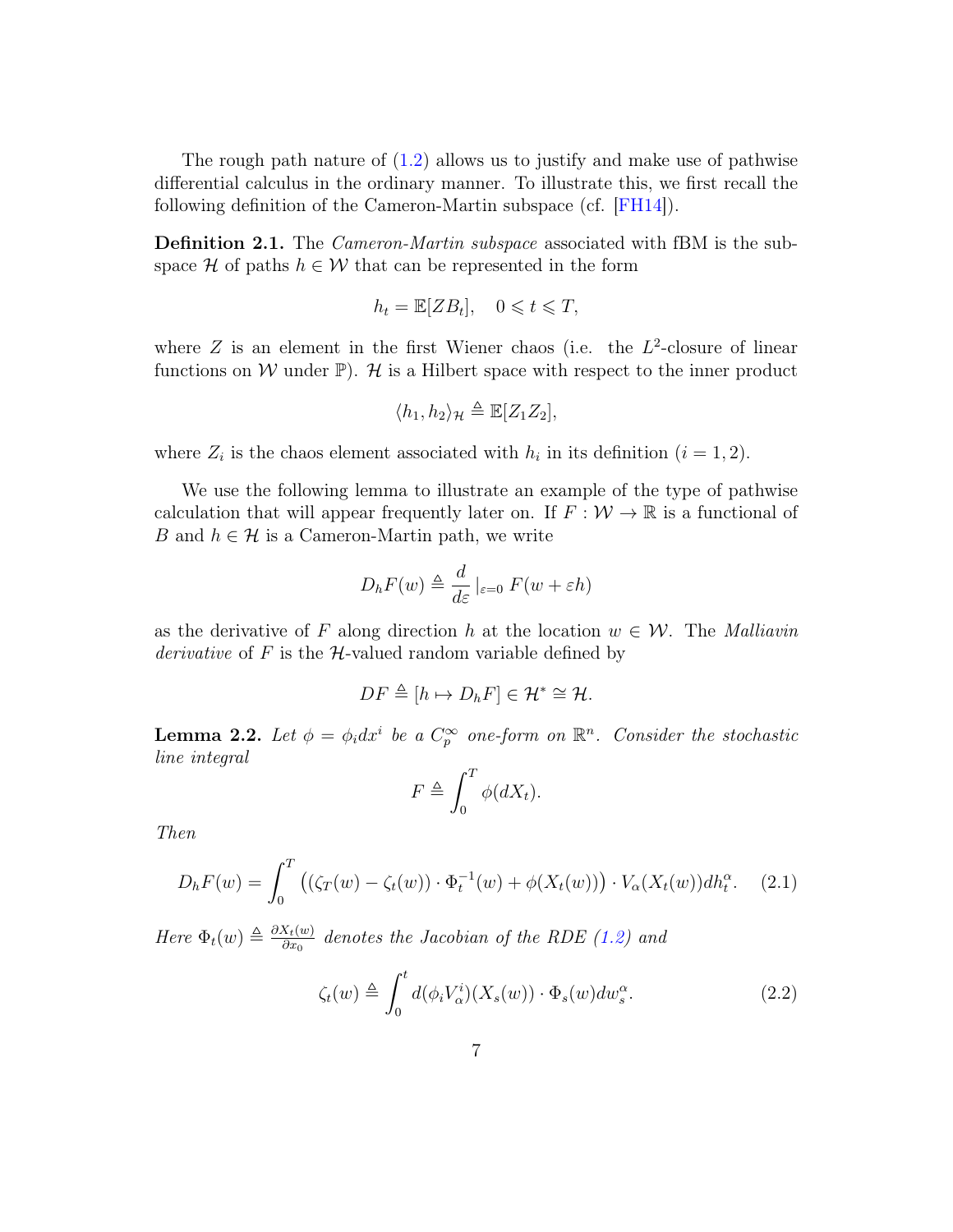The rough path nature of (1.2) allows us to justify and make use of pathwise differential calculus in the ordinary manner. To illustrate this, we first recall the following definition of the Cameron-Martin subspace (cf. [FH14]).

**Definition 2.1.** The *Cameron-Martin subspace* associated with fBM is the subspace $\mathcal{H}$ of paths $h \in \mathcal{W}$ that can be represented in the form

$$h_t = \mathbb{E}[ZB_t], \quad 0 \leqslant t \leqslant T,$$

where $Z$ is an element in the first Wiener chaos (i.e. the $L^2$-closure of linear functions on $\mathcal{W}$ under $\mathbb{P}$). $\mathcal{H}$ is a Hilbert space with respect to the inner product

$$\langle h_1, h_2 \rangle_{\mathcal{H}} \triangleq \mathbb{E}[Z_1 Z_2],$$

where $Z_i$ is the chaos element associated with $h_i$ in its definition ($i = 1, 2$).

We use the following lemma to illustrate an example of the type of pathwise calculation that will appear frequently later on. If $F : \mathcal{W} \to \mathbb{R}$ is a functional of $B$ and $h \in \mathcal{H}$ is a Cameron-Martin path, we write

$$D_h F(w) \triangleq \frac{d}{d\varepsilon}\big|_{\varepsilon=0} F(w + \varepsilon h)$$

as the derivative of $F$ along direction $h$ at the location $w \in \mathcal{W}$. The *Malliavin derivative* of $F$ is the $\mathcal{H}$-valued random variable defined by

$$DF \triangleq [h \mapsto D_h F] \in \mathcal{H}^* \cong \mathcal{H}.$$

**Lemma 2.2.** *Let $\phi = \phi_i dx^i$ be a $C_p^\infty$ one-form on $\mathbb{R}^n$. Consider the stochastic line integral*

$$F \triangleq \int_0^T \phi(dX_t).$$

*Then*

$$D_h F(w) = \int_0^T \big( (\zeta_T(w) - \zeta_t(w)) \cdot \Phi_t^{-1}(w) + \phi(X_t(w)) \big) \cdot V_\alpha(X_t(w)) dh_t^\alpha. \quad (2.1)$$

*Here $\Phi_t(w) \triangleq \frac{\partial X_t(w)}{\partial x_0}$ denotes the Jacobian of the RDE (1.2) and*

$$\zeta_t(w) \triangleq \int_0^t d(\phi_i V_\alpha^i)(X_s(w)) \cdot \Phi_s(w) dw_s^\alpha. \quad (2.2)$$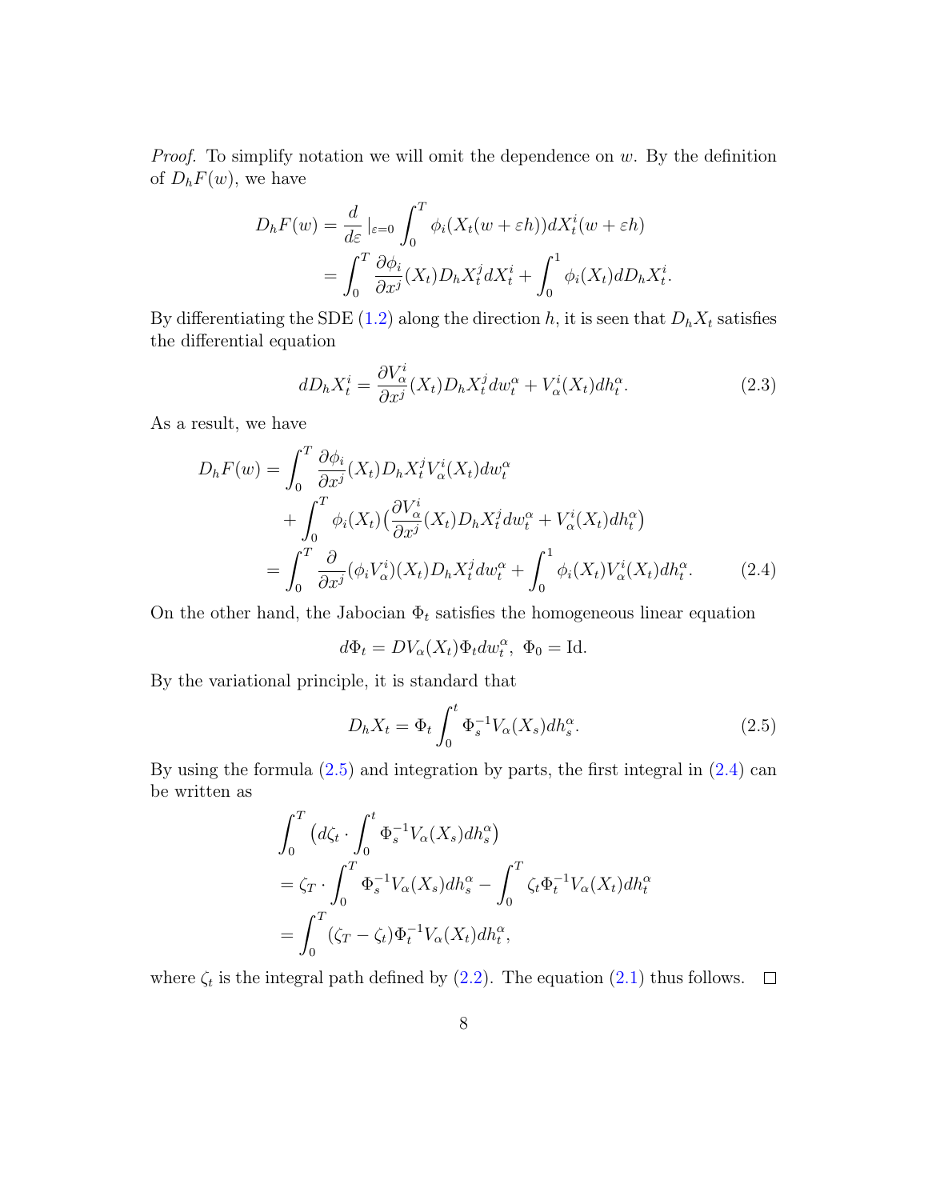*Proof.* To simplify notation we will omit the dependence on $w$. By the definition of $D_h F(w)$, we have

$$
\begin{aligned}
D_h F(w) &= \frac{d}{d\varepsilon}\Big|_{\varepsilon=0} \int_0^T \phi_i(X_t(w+\varepsilon h)) dX_t^i(w+\varepsilon h) \\
&= \int_0^T \frac{\partial \phi_i}{\partial x^j}(X_t) D_h X_t^j dX_t^i + \int_0^1 \phi_i(X_t) d D_h X_t^i.
\end{aligned}
$$

By differentiating the SDE (1.2) along the direction $h$, it is seen that $D_h X_t$ satisfies the differential equation

$$
dD_h X_t^i = \frac{\partial V_\alpha^i}{\partial x^j}(X_t) D_h X_t^j dw_t^\alpha + V_\alpha^i(X_t) dh_t^\alpha. \tag{2.3}
$$

As a result, we have

$$
\begin{aligned}
D_h F(w) &= \int_0^T \frac{\partial \phi_i}{\partial x^j}(X_t) D_h X_t^j V_\alpha^i(X_t) dw_t^\alpha \\
&\quad + \int_0^T \phi_i(X_t)\big(\frac{\partial V_\alpha^i}{\partial x^j}(X_t) D_h X_t^j dw_t^\alpha + V_\alpha^i(X_t) dh_t^\alpha\big) \\
&= \int_0^T \frac{\partial}{\partial x^j}(\phi_i V_\alpha^i)(X_t) D_h X_t^j dw_t^\alpha + \int_0^1 \phi_i(X_t) V_\alpha^i(X_t) dh_t^\alpha. \qquad (2.4)
\end{aligned}
$$

On the other hand, the Jabocian $\Phi_t$ satisfies the homogeneous linear equation

$$
d\Phi_t = DV_\alpha(X_t)\Phi_t dw_t^\alpha, \ \Phi_0 = \mathrm{Id}.
$$

By the variational principle, it is standard that

$$
D_h X_t = \Phi_t \int_0^t \Phi_s^{-1} V_\alpha(X_s) dh_s^\alpha. \tag{2.5}
$$

By using the formula (2.5) and integration by parts, the first integral in (2.4) can be written as

$$
\begin{aligned}
&\int_0^T \big(d\zeta_t \cdot \int_0^t \Phi_s^{-1} V_\alpha(X_s) dh_s^\alpha\big) \\
&= \zeta_T \cdot \int_0^T \Phi_s^{-1} V_\alpha(X_s) dh_s^\alpha - \int_0^T \zeta_t \Phi_t^{-1} V_\alpha(X_t) dh_t^\alpha \\
&= \int_0^T (\zeta_T - \zeta_t)\Phi_t^{-1} V_\alpha(X_t) dh_t^\alpha,
\end{aligned}
$$

where $\zeta_t$ is the integral path defined by (2.2). The equation (2.1) thus follows. $\square$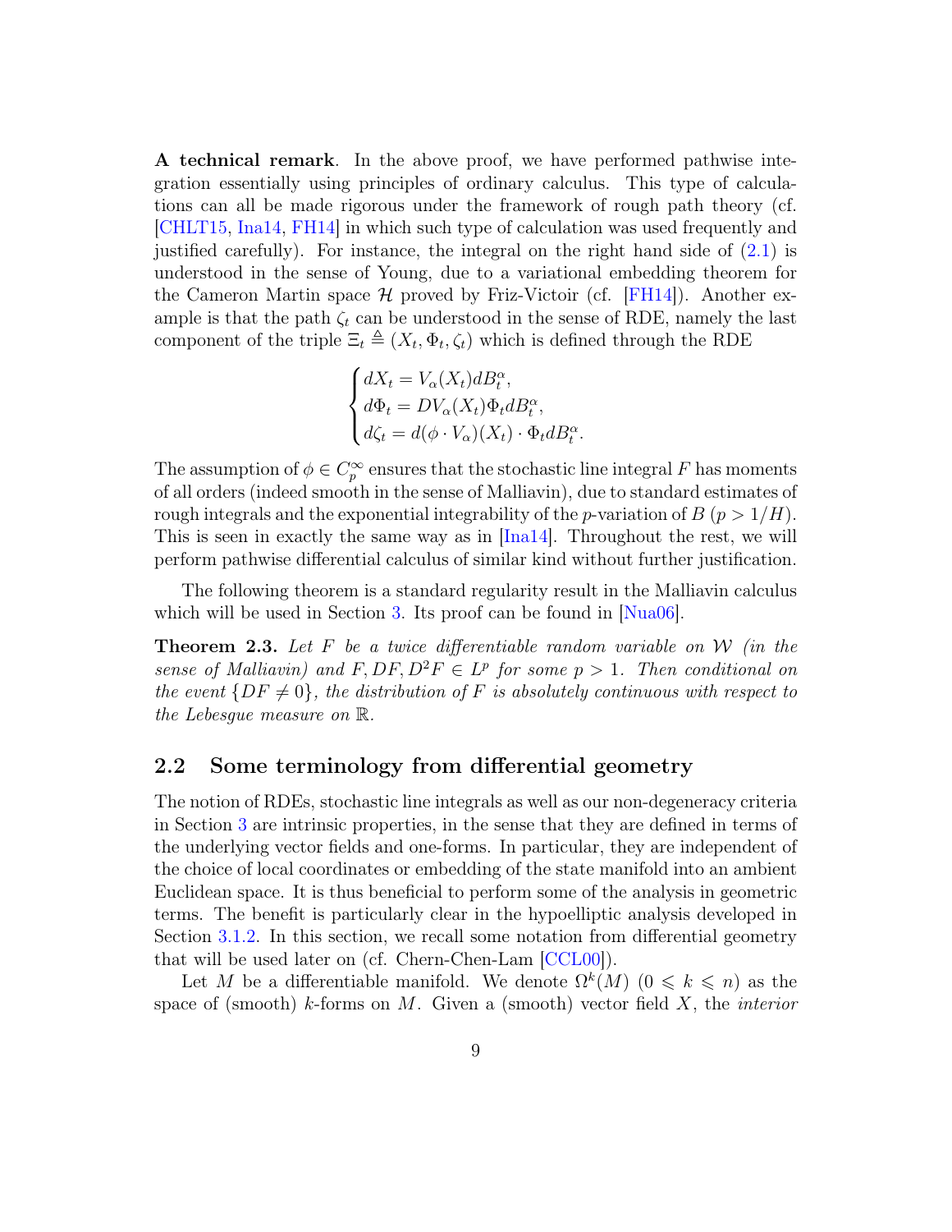**A technical remark**. In the above proof, we have performed pathwise integration essentially using principles of ordinary calculus. This type of calculations can all be made rigorous under the framework of rough path theory (cf. [CHLT15, Ina14, FH14] in which such type of calculation was used frequently and justified carefully). For instance, the integral on the right hand side of (2.1) is understood in the sense of Young, due to a variational embedding theorem for the Cameron Martin space $\mathcal{H}$ proved by Friz-Victoir (cf. [FH14]). Another example is that the path $\zeta_t$ can be understood in the sense of RDE, namely the last component of the triple $\Xi_t \triangleq (X_t, \Phi_t, \zeta_t)$ which is defined through the RDE

$$
\begin{cases}
dX_t = V_\alpha(X_t)dB_t^\alpha, \\
d\Phi_t = DV_\alpha(X_t)\Phi_t dB_t^\alpha, \\
d\zeta_t = d(\phi \cdot V_\alpha)(X_t) \cdot \Phi_t dB_t^\alpha.
\end{cases}
$$

The assumption of $\phi \in C_p^\infty$ ensures that the stochastic line integral $F$ has moments of all orders (indeed smooth in the sense of Malliavin), due to standard estimates of rough integrals and the exponential integrability of the $p$-variation of $B$ ($p > 1/H$). This is seen in exactly the same way as in [Ina14]. Throughout the rest, we will perform pathwise differential calculus of similar kind without further justification.

The following theorem is a standard regularity result in the Malliavin calculus which will be used in Section 3. Its proof can be found in [Nua06].

**Theorem 2.3.** *Let $F$ be a twice differentiable random variable on $\mathcal{W}$ (in the sense of Malliavin) and $F, DF, D^2F \in L^p$ for some $p > 1$. Then conditional on the event $\{DF \neq 0\}$, the distribution of $F$ is absolutely continuous with respect to the Lebesgue measure on $\mathbb{R}$.*

## 2.2 Some terminology from differential geometry

The notion of RDEs, stochastic line integrals as well as our non-degeneracy criteria in Section 3 are intrinsic properties, in the sense that they are defined in terms of the underlying vector fields and one-forms. In particular, they are independent of the choice of local coordinates or embedding of the state manifold into an ambient Euclidean space. It is thus beneficial to perform some of the analysis in geometric terms. The benefit is particularly clear in the hypoelliptic analysis developed in Section 3.1.2. In this section, we recall some notation from differential geometry that will be used later on (cf. Chern-Chen-Lam [CCL00]).

Let $M$ be a differentiable manifold. We denote $\Omega^k(M)$ ($0 \leqslant k \leqslant n$) as the space of (smooth) $k$-forms on $M$. Given a (smooth) vector field $X$, the *interior*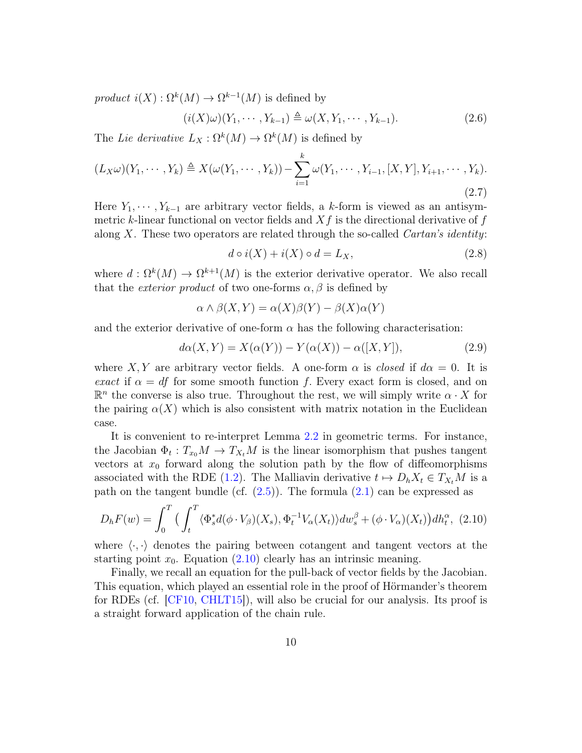*product* $i(X) : \Omega^k(M) \to \Omega^{k-1}(M)$ is defined by

$$(i(X)\omega)(Y_1, \cdots, Y_{k-1}) \triangleq \omega(X, Y_1, \cdots, Y_{k-1}). \tag{2.6}$$

The *Lie derivative* $L_X : \Omega^k(M) \to \Omega^k(M)$ is defined by

$$(L_X\omega)(Y_1, \cdots, Y_k) \triangleq X(\omega(Y_1, \cdots, Y_k)) - \sum_{i=1}^{k} \omega(Y_1, \cdots, Y_{i-1}, [X, Y], Y_{i+1}, \cdots, Y_k). \tag{2.7}$$

Here $Y_1, \cdots, Y_{k-1}$ are arbitrary vector fields, a $k$-form is viewed as an antisymmetric $k$-linear functional on vector fields and $Xf$ is the directional derivative of $f$ along $X$. These two operators are related through the so-called *Cartan's identity*:

$$d \circ i(X) + i(X) \circ d = L_X, \tag{2.8}$$

where $d : \Omega^k(M) \to \Omega^{k+1}(M)$ is the exterior derivative operator. We also recall that the *exterior product* of two one-forms $\alpha, \beta$ is defined by

$$\alpha \wedge \beta(X, Y) = \alpha(X)\beta(Y) - \beta(X)\alpha(Y)$$

and the exterior derivative of one-form $\alpha$ has the following characterisation:

$$d\alpha(X, Y) = X(\alpha(Y)) - Y(\alpha(X)) - \alpha([X, Y]), \tag{2.9}$$

where $X, Y$ are arbitrary vector fields. A one-form $\alpha$ is *closed* if $d\alpha = 0$. It is *exact* if $\alpha = df$ for some smooth function $f$. Every exact form is closed, and on $\mathbb{R}^n$ the converse is also true. Throughout the rest, we will simply write $\alpha \cdot X$ for the pairing $\alpha(X)$ which is also consistent with matrix notation in the Euclidean case.

It is convenient to re-interpret Lemma 2.2 in geometric terms. For instance, the Jacobian $\Phi_t : T_{x_0}M \to T_{X_t}M$ is the linear isomorphism that pushes tangent vectors at $x_0$ forward along the solution path by the flow of diffeomorphisms associated with the RDE (1.2). The Malliavin derivative $t \mapsto D_h X_t \in T_{X_t}M$ is a path on the tangent bundle (cf. (2.5)). The formula (2.1) can be expressed as

$$D_h F(w) = \int_0^T \big( \int_t^T \langle \Phi_s^* d(\phi \cdot V_\beta)(X_s), \Phi_t^{-1} V_\alpha(X_t) \rangle dw_s^\beta + (\phi \cdot V_\alpha)(X_t) \big) dh_t^\alpha, \tag{2.10}$$

where $\langle \cdot, \cdot \rangle$ denotes the pairing between cotangent and tangent vectors at the starting point $x_0$. Equation (2.10) clearly has an intrinsic meaning.

Finally, we recall an equation for the pull-back of vector fields by the Jacobian. This equation, which played an essential role in the proof of Hörmander's theorem for RDEs (cf. [CF10, CHLT15]), will also be crucial for our analysis. Its proof is a straight forward application of the chain rule.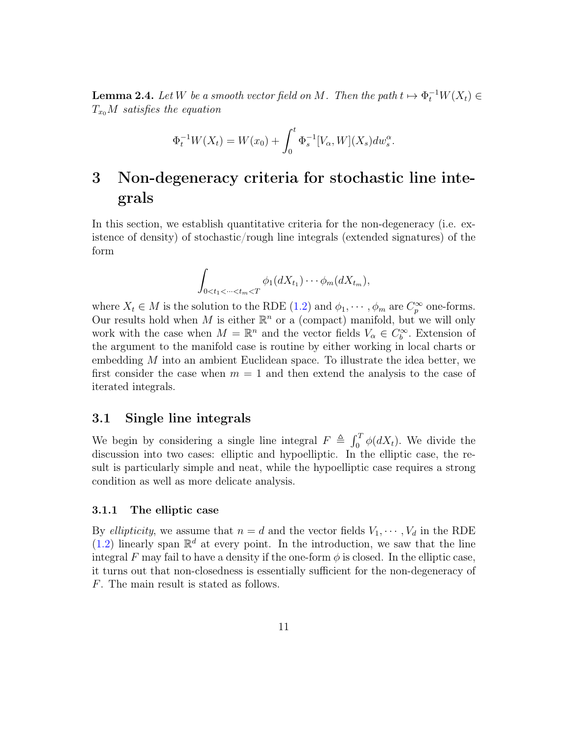**Lemma 2.4.** *Let $W$ be a smooth vector field on $M$. Then the path $t \mapsto \Phi_t^{-1} W(X_t) \in T_{x_0}M$ satisfies the equation*

$$\Phi_t^{-1} W(X_t) = W(x_0) + \int_0^t \Phi_s^{-1} [V_\alpha, W](X_s) dw_s^\alpha.$$

# 3 Non-degeneracy criteria for stochastic line integrals

In this section, we establish quantitative criteria for the non-degeneracy (i.e. existence of density) of stochastic/rough line integrals (extended signatures) of the form

$$\int_{0<t_1<\cdots<t_m<T} \phi_1(dX_{t_1}) \cdots \phi_m(dX_{t_m}),$$

where $X_t \in M$ is the solution to the RDE (1.2) and $\phi_1, \cdots, \phi_m$ are $C_p^\infty$ one-forms. Our results hold when $M$ is either $\mathbb{R}^n$ or a (compact) manifold, but we will only work with the case when $M = \mathbb{R}^n$ and the vector fields $V_\alpha \in C_b^\infty$. Extension of the argument to the manifold case is routine by either working in local charts or embedding $M$ into an ambient Euclidean space. To illustrate the idea better, we first consider the case when $m = 1$ and then extend the analysis to the case of iterated integrals.

## 3.1 Single line integrals

We begin by considering a single line integral $F \triangleq \int_0^T \phi(dX_t)$. We divide the discussion into two cases: elliptic and hypoelliptic. In the elliptic case, the result is particularly simple and neat, while the hypoelliptic case requires a strong condition as well as more delicate analysis.

### 3.1.1 The elliptic case

By *ellipticity*, we assume that $n = d$ and the vector fields $V_1, \cdots, V_d$ in the RDE (1.2) linearly span $\mathbb{R}^d$ at every point. In the introduction, we saw that the line integral $F$ may fail to have a density if the one-form $\phi$ is closed. In the elliptic case, it turns out that non-closedness is essentially sufficient for the non-degeneracy of $F$. The main result is stated as follows.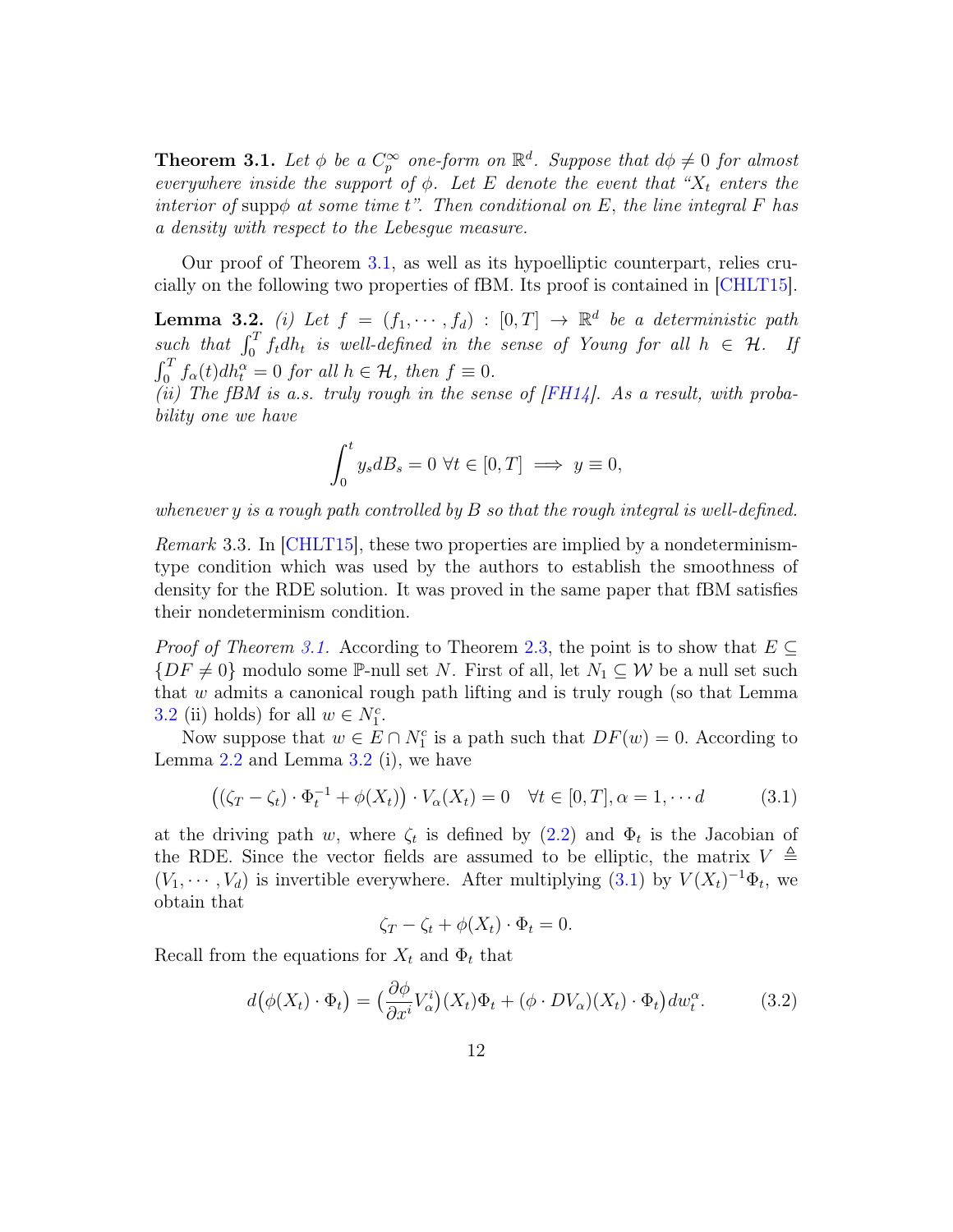**Theorem 3.1.** *Let $\phi$ be a $C_p^\infty$ one-form on $\mathbb{R}^d$. Suppose that $d\phi \neq 0$ for almost everywhere inside the support of $\phi$. Let $E$ denote the event that "$X_t$ enters the interior of* $\mathrm{supp}\phi$ *at some time $t$". Then conditional on $E$, the line integral $F$ has a density with respect to the Lebesgue measure.*

Our proof of Theorem 3.1, as well as its hypoelliptic counterpart, relies crucially on the following two properties of fBM. Its proof is contained in [CHLT15].

**Lemma 3.2.** *(i) Let $f = (f_1, \cdots, f_d) : [0,T] \to \mathbb{R}^d$ be a deterministic path such that $\int_0^T f_t dh_t$ is well-defined in the sense of Young for all $h \in \mathcal{H}$. If $\int_0^T f_\alpha(t) dh_t^\alpha = 0$ for all $h \in \mathcal{H}$, then $f \equiv 0$.*
*(ii) The fBM is a.s. truly rough in the sense of [FH14]. As a result, with probability one we have*

$$\int_0^t y_s dB_s = 0 \ \forall t \in [0,T] \implies y \equiv 0,$$

*whenever $y$ is a rough path controlled by $B$ so that the rough integral is well-defined.*

*Remark* 3.3. In [CHLT15], these two properties are implied by a nondeterminism-type condition which was used by the authors to establish the smoothness of density for the RDE solution. It was proved in the same paper that fBM satisfies their nondeterminism condition.

*Proof of Theorem 3.1.* According to Theorem 2.3, the point is to show that $E \subseteq \{DF \neq 0\}$ modulo some $\mathbb{P}$-null set $N$. First of all, let $N_1 \subseteq \mathcal{W}$ be a null set such that $w$ admits a canonical rough path lifting and is truly rough (so that Lemma 3.2 (ii) holds) for all $w \in N_1^c$.

Now suppose that $w \in E \cap N_1^c$ is a path such that $DF(w) = 0$. According to Lemma 2.2 and Lemma 3.2 (i), we have

$$\big((\zeta_T - \zeta_t) \cdot \Phi_t^{-1} + \phi(X_t)\big) \cdot V_\alpha(X_t) = 0 \quad \forall t \in [0,T], \alpha = 1, \cdots d \tag{3.1}$$

at the driving path $w$, where $\zeta_t$ is defined by (2.2) and $\Phi_t$ is the Jacobian of the RDE. Since the vector fields are assumed to be elliptic, the matrix $V \triangleq (V_1, \cdots, V_d)$ is invertible everywhere. After multiplying (3.1) by $V(X_t)^{-1}\Phi_t$, we obtain that

$$\zeta_T - \zeta_t + \phi(X_t) \cdot \Phi_t = 0.$$

Recall from the equations for $X_t$ and $\Phi_t$ that

$$d\big(\phi(X_t) \cdot \Phi_t\big) = \big(\frac{\partial \phi}{\partial x^i} V_\alpha^i\big)(X_t)\Phi_t + (\phi \cdot DV_\alpha)(X_t) \cdot \Phi_t\big) dw_t^\alpha. \tag{3.2}$$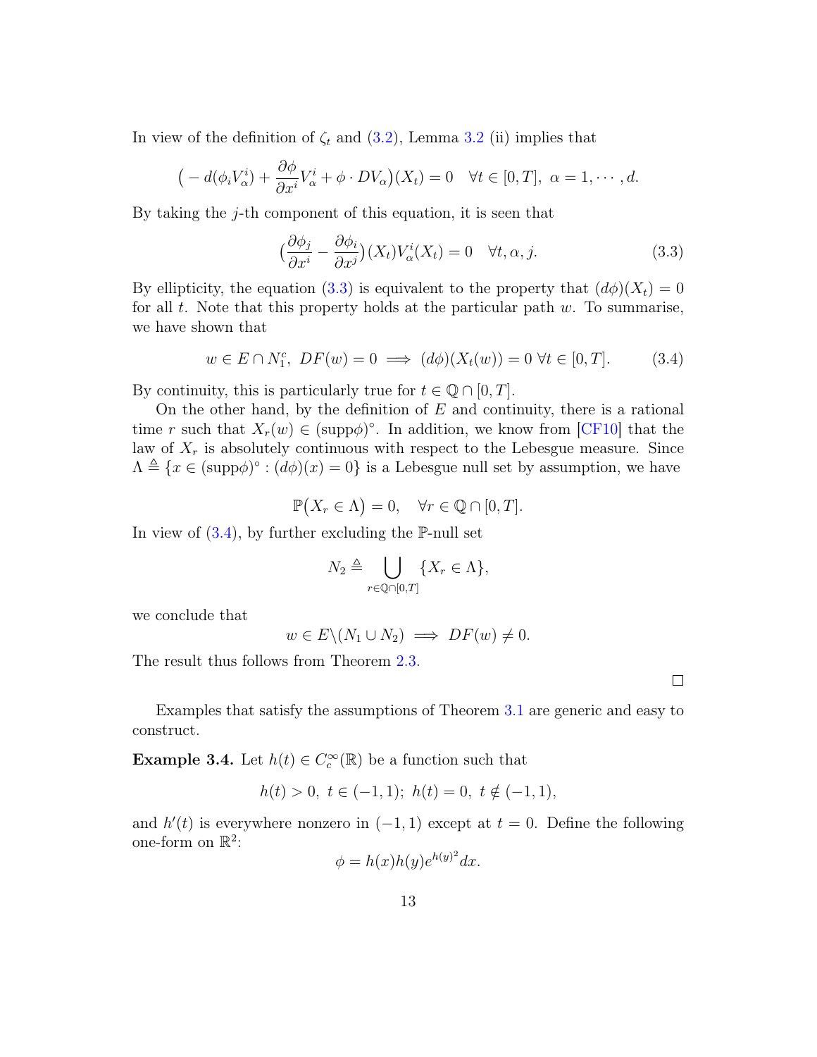In view of the definition of $\zeta_t$ and (3.2), Lemma 3.2 (ii) implies that

$$\big(-d(\phi_i V_\alpha^i) + \frac{\partial \phi}{\partial x^i} V_\alpha^i + \phi \cdot DV_\alpha\big)(X_t) = 0 \quad \forall t \in [0,T],\ \alpha = 1, \cdots, d.$$

By taking the $j$-th component of this equation, it is seen that

$$\big(\frac{\partial \phi_j}{\partial x^i} - \frac{\partial \phi_i}{\partial x^j}\big)(X_t) V_\alpha^i(X_t) = 0 \quad \forall t, \alpha, j. \tag{3.3}$$

By ellipticity, the equation (3.3) is equivalent to the property that $(d\phi)(X_t) = 0$ for all $t$. Note that this property holds at the particular path $w$. To summarise, we have shown that

$$w \in E \cap N_1^c,\ DF(w) = 0 \implies (d\phi)(X_t(w)) = 0\ \forall t \in [0,T]. \tag{3.4}$$

By continuity, this is particularly true for $t \in \mathbb{Q} \cap [0,T]$.

On the other hand, by the definition of $E$ and continuity, there is a rational time $r$ such that $X_r(w) \in (\mathrm{supp}\phi)^\circ$. In addition, we know from [CF10] that the law of $X_r$ is absolutely continuous with respect to the Lebesgue measure. Since $\Lambda \triangleq \{x \in (\mathrm{supp}\phi)^\circ : (d\phi)(x) = 0\}$ is a Lebesgue null set by assumption, we have

$$\mathbb{P}\big(X_r \in \Lambda\big) = 0, \quad \forall r \in \mathbb{Q} \cap [0,T].$$

In view of (3.4), by further excluding the $\mathbb{P}$-null set

$$N_2 \triangleq \bigcup_{r \in \mathbb{Q} \cap [0,T]} \{X_r \in \Lambda\},$$

we conclude that

$$w \in E \backslash (N_1 \cup N_2) \implies DF(w) \neq 0.$$

The result thus follows from Theorem 2.3.

□

Examples that satisfy the assumptions of Theorem 3.1 are generic and easy to construct.

**Example 3.4.** Let $h(t) \in C_c^\infty(\mathbb{R})$ be a function such that

$$h(t) > 0,\ t \in (-1,1);\ h(t) = 0,\ t \notin (-1,1),$$

and $h'(t)$ is everywhere nonzero in $(-1,1)$ except at $t = 0$. Define the following one-form on $\mathbb{R}^2$:

$$\phi = h(x)h(y)e^{h(y)^2}dx.$$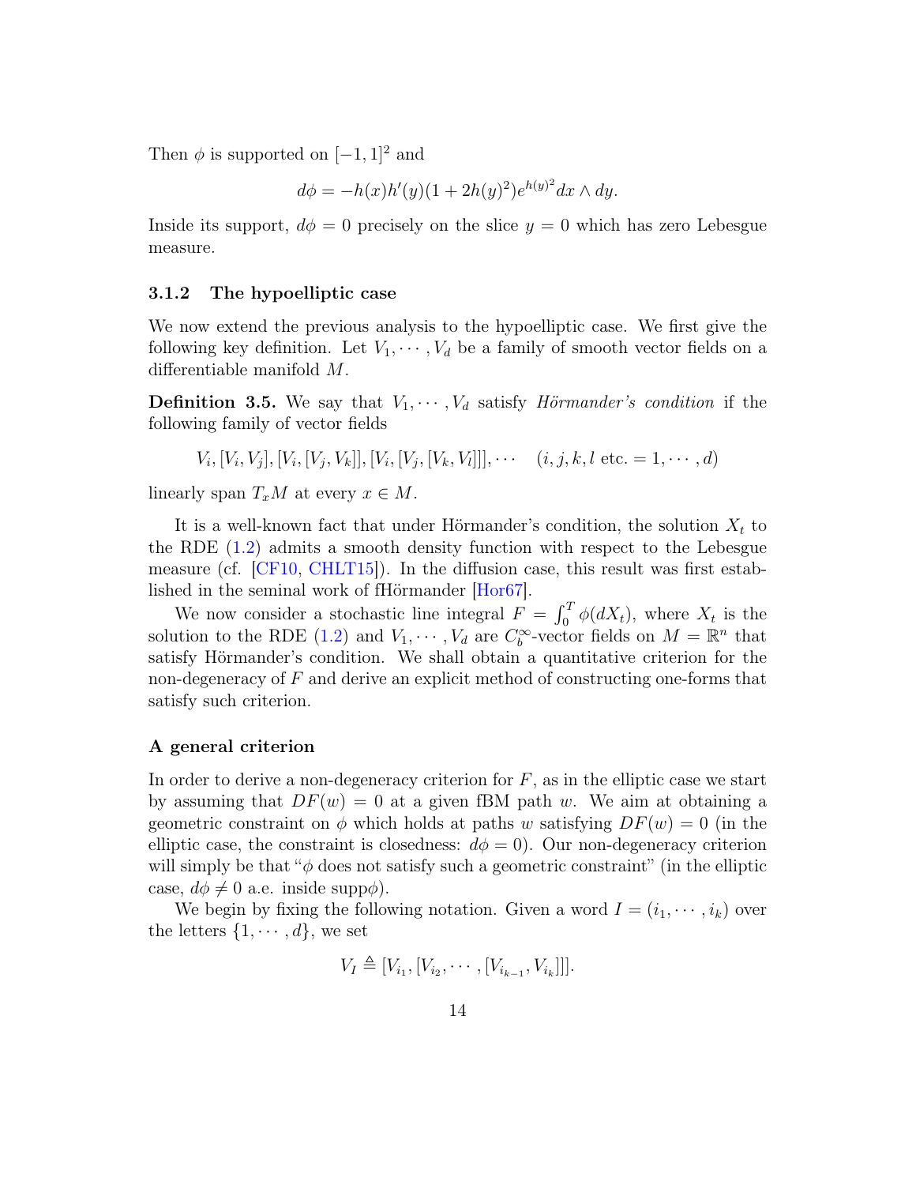Then $\phi$ is supported on $[-1,1]^2$ and

$$d\phi = -h(x)h'(y)(1+2h(y)^2)e^{h(y)^2}dx \wedge dy.$$

Inside its support, $d\phi = 0$ precisely on the slice $y = 0$ which has zero Lebesgue measure.

### 3.1.2 The hypoelliptic case

We now extend the previous analysis to the hypoelliptic case. We first give the following key definition. Let $V_1, \cdots, V_d$ be a family of smooth vector fields on a differentiable manifold $M$.

**Definition 3.5.** We say that $V_1, \cdots, V_d$ satisfy *Hörmander's condition* if the following family of vector fields

$$V_i, [V_i, V_j], [V_i, [V_j, V_k]], [V_i, [V_j, [V_k, V_l]]], \cdots \quad (i, j, k, l \text{ etc.} = 1, \cdots, d)$$

linearly span $T_x M$ at every $x \in M$.

It is a well-known fact that under Hörmander's condition, the solution $X_t$ to the RDE (1.2) admits a smooth density function with respect to the Lebesgue measure (cf. [CF10, CHLT15]). In the diffusion case, this result was first established in the seminal work of fHörmander [Hor67].

We now consider a stochastic line integral $F = \int_0^T \phi(dX_t)$, where $X_t$ is the solution to the RDE (1.2) and $V_1, \cdots, V_d$ are $C_b^\infty$-vector fields on $M = \mathbb{R}^n$ that satisfy Hörmander's condition. We shall obtain a quantitative criterion for the non-degeneracy of $F$ and derive an explicit method of constructing one-forms that satisfy such criterion.

#### A general criterion

In order to derive a non-degeneracy criterion for $F$, as in the elliptic case we start by assuming that $DF(w) = 0$ at a given fBM path $w$. We aim at obtaining a geometric constraint on $\phi$ which holds at paths $w$ satisfying $DF(w) = 0$ (in the elliptic case, the constraint is closedness: $d\phi = 0$). Our non-degeneracy criterion will simply be that "$\phi$ does not satisfy such a geometric constraint" (in the elliptic case, $d\phi \neq 0$ a.e. inside supp$\phi$).

We begin by fixing the following notation. Given a word $I = (i_1, \cdots, i_k)$ over the letters $\{1, \cdots, d\}$, we set

$$V_I \triangleq [V_{i_1}, [V_{i_2}, \cdots, [V_{i_{k-1}}, V_{i_k}]]].$$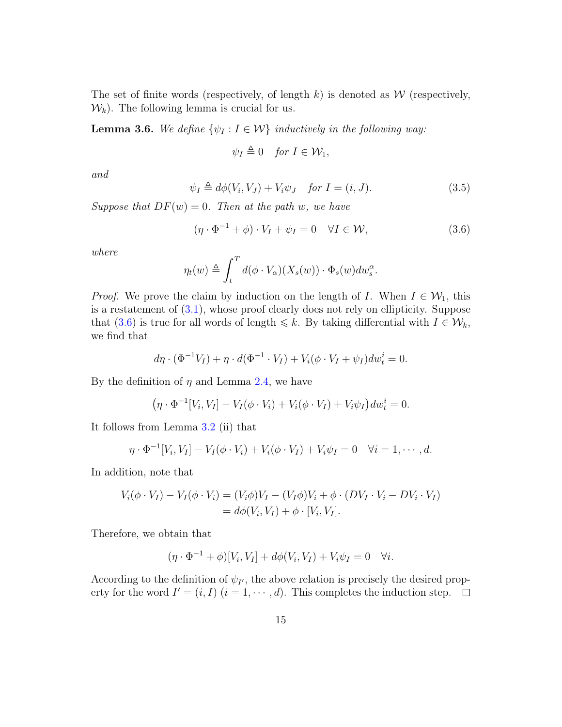The set of finite words (respectively, of length $k$) is denoted as $\mathcal{W}$ (respectively, $\mathcal{W}_k$). The following lemma is crucial for us.

**Lemma 3.6.** *We define* $\{\psi_I : I \in \mathcal{W}\}$ *inductively in the following way:*

$$\psi_I \triangleq 0 \quad \text{for } I \in \mathcal{W}_1,$$

*and*

$$\psi_I \triangleq d\phi(V_i, V_J) + V_i \psi_J \quad \text{for } I = (i, J). \tag{3.5}$$

*Suppose that* $DF(w) = 0$. *Then at the path* $w$, *we have*

$$(\eta \cdot \Phi^{-1} + \phi) \cdot V_I + \psi_I = 0 \quad \forall I \in \mathcal{W}, \tag{3.6}$$

*where*

$$\eta_t(w) \triangleq \int_t^T d(\phi \cdot V_\alpha)(X_s(w)) \cdot \Phi_s(w) dw_s^\alpha.$$

*Proof.* We prove the claim by induction on the length of $I$. When $I \in \mathcal{W}_1$, this is a restatement of (3.1), whose proof clearly does not rely on ellipticity. Suppose that (3.6) is true for all words of length $\leqslant k$. By taking differential with $I \in \mathcal{W}_k$, we find that

$$d\eta \cdot (\Phi^{-1} V_I) + \eta \cdot d(\Phi^{-1} \cdot V_I) + V_i(\phi \cdot V_I + \psi_I) dw_t^i = 0.$$

By the definition of $\eta$ and Lemma 2.4, we have

$$\big(\eta \cdot \Phi^{-1}[V_i, V_I] - V_I(\phi \cdot V_i) + V_i(\phi \cdot V_I) + V_i \psi_I\big) dw_t^i = 0.$$

It follows from Lemma 3.2 (ii) that

$$\eta \cdot \Phi^{-1}[V_i, V_I] - V_I(\phi \cdot V_i) + V_i(\phi \cdot V_I) + V_i \psi_I = 0 \quad \forall i = 1, \cdots, d.$$

In addition, note that

$$\begin{aligned} V_i(\phi \cdot V_I) - V_I(\phi \cdot V_i) &= (V_i \phi) V_I - (V_I \phi) V_i + \phi \cdot (DV_I \cdot V_i - DV_i \cdot V_I) \\ &= d\phi(V_i, V_I) + \phi \cdot [V_i, V_I]. \end{aligned}$$

Therefore, we obtain that

$$(\eta \cdot \Phi^{-1} + \phi)[V_i, V_I] + d\phi(V_i, V_I) + V_i \psi_I = 0 \quad \forall i.$$

According to the definition of $\psi_{I'}$, the above relation is precisely the desired property for the word $I' = (i, I)$ $(i = 1, \cdots, d)$. This completes the induction step. $\square$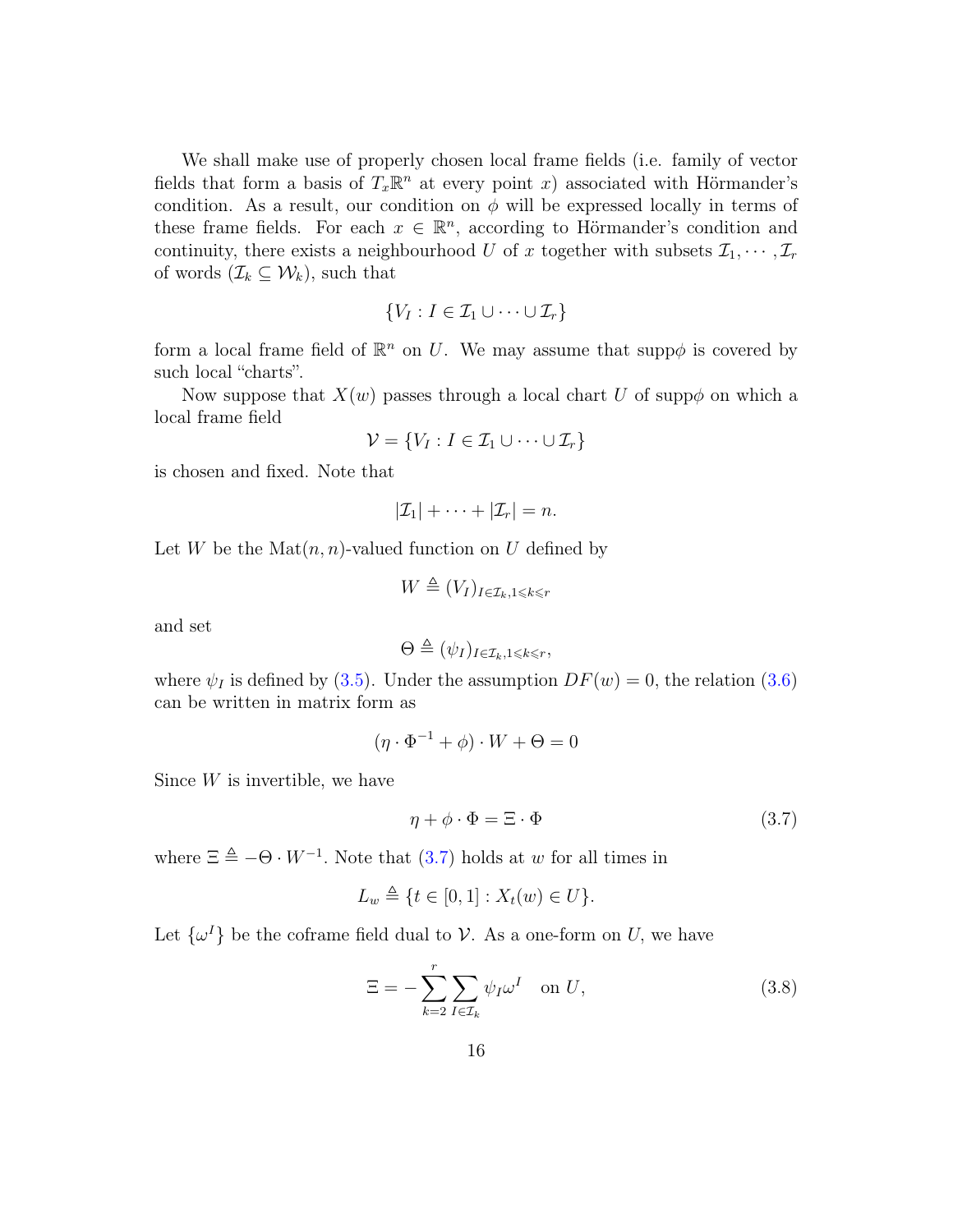We shall make use of properly chosen local frame fields (i.e. family of vector fields that form a basis of $T_x\mathbb{R}^n$ at every point $x$) associated with Hörmander's condition. As a result, our condition on $\phi$ will be expressed locally in terms of these frame fields. For each $x \in \mathbb{R}^n$, according to Hörmander's condition and continuity, there exists a neighbourhood $U$ of $x$ together with subsets $\mathcal{I}_1, \cdots, \mathcal{I}_r$ of words ($\mathcal{I}_k \subseteq \mathcal{W}_k$), such that

$$\{V_I : I \in \mathcal{I}_1 \cup \cdots \cup \mathcal{I}_r\}$$

form a local frame field of $\mathbb{R}^n$ on $U$. We may assume that $\mathrm{supp}\phi$ is covered by such local "charts".

Now suppose that $X(w)$ passes through a local chart $U$ of $\mathrm{supp}\phi$ on which a local frame field

$$\mathcal{V} = \{V_I : I \in \mathcal{I}_1 \cup \cdots \cup \mathcal{I}_r\}$$

is chosen and fixed. Note that

$$|\mathcal{I}_1| + \cdots + |\mathcal{I}_r| = n.$$

Let $W$ be the $\mathrm{Mat}(n,n)$-valued function on $U$ defined by

$$W \triangleq (V_I)_{I \in \mathcal{I}_k, 1 \leqslant k \leqslant r}$$

and set

$$\Theta \triangleq (\psi_I)_{I \in \mathcal{I}_k, 1 \leqslant k \leqslant r},$$

where $\psi_I$ is defined by (3.5). Under the assumption $DF(w) = 0$, the relation (3.6) can be written in matrix form as

$$(\eta \cdot \Phi^{-1} + \phi) \cdot W + \Theta = 0$$

Since $W$ is invertible, we have

$$\eta + \phi \cdot \Phi = \Xi \cdot \Phi \tag{3.7}$$

where $\Xi \triangleq -\Theta \cdot W^{-1}$. Note that (3.7) holds at $w$ for all times in

$$L_w \triangleq \{t \in [0,1] : X_t(w) \in U\}.$$

Let $\{\omega^I\}$ be the coframe field dual to $\mathcal{V}$. As a one-form on $U$, we have

$$\Xi = -\sum_{k=2}^{r} \sum_{I \in \mathcal{I}_k} \psi_I \omega^I \quad \text{on } U, \tag{3.8}$$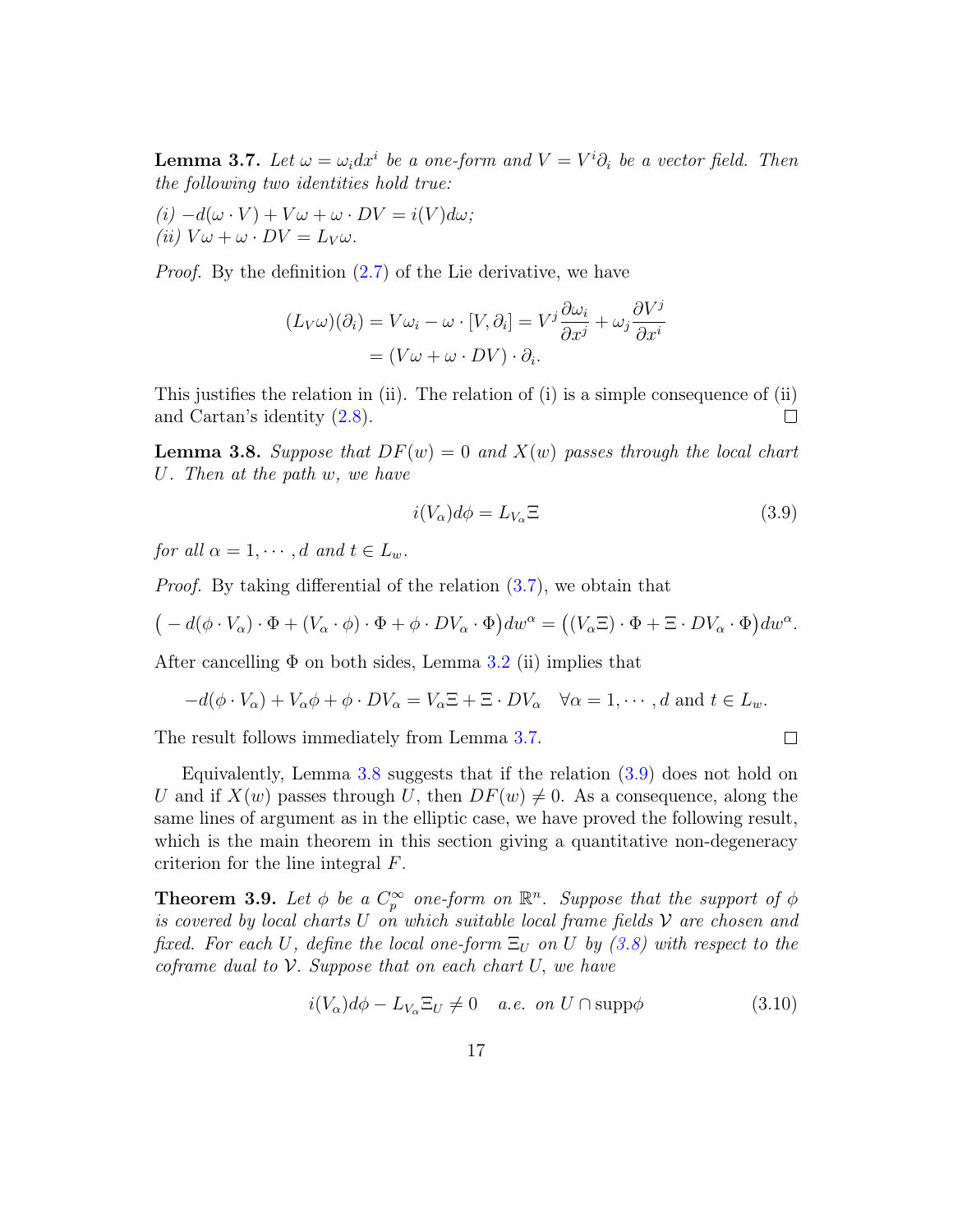**Lemma 3.7.** *Let $\omega = \omega_i dx^i$ be a one-form and $V = V^i\partial_i$ be a vector field. Then the following two identities hold true:*

*(i)* $-d(\omega\cdot V) + V\omega + \omega\cdot DV = i(V)d\omega$*;*
*(ii)* $V\omega + \omega\cdot DV = L_V\omega$.

*Proof.* By the definition (2.7) of the Lie derivative, we have

$$
\begin{aligned}
(L_V\omega)(\partial_i) = V\omega_i - \omega\cdot[V,\partial_i] &= V^j\frac{\partial\omega_i}{\partial x^j} + \omega_j\frac{\partial V^j}{\partial x^i} \\
&= (V\omega + \omega\cdot DV)\cdot\partial_i.
\end{aligned}
$$

This justifies the relation in (ii). The relation of (i) is a simple consequence of (ii) and Cartan's identity (2.8). □

**Lemma 3.8.** *Suppose that $DF(w) = 0$ and $X(w)$ passes through the local chart $U$. Then at the path $w$, we have*

$$
i(V_\alpha)d\phi = L_{V_\alpha}\Xi \tag{3.9}
$$

*for all $\alpha = 1,\cdots,d$ and $t\in L_w$.*

*Proof.* By taking differential of the relation (3.7), we obtain that

$$
\big(-d(\phi\cdot V_\alpha)\cdot\Phi + (V_\alpha\cdot\phi)\cdot\Phi + \phi\cdot DV_\alpha\cdot\Phi\big)dw^\alpha = \big((V_\alpha\Xi)\cdot\Phi + \Xi\cdot DV_\alpha\cdot\Phi\big)dw^\alpha.
$$

After cancelling $\Phi$ on both sides, Lemma 3.2 (ii) implies that

$$
-d(\phi\cdot V_\alpha) + V_\alpha\phi + \phi\cdot DV_\alpha = V_\alpha\Xi + \Xi\cdot DV_\alpha \quad \forall\alpha = 1,\cdots,d \text{ and } t\in L_w.
$$

The result follows immediately from Lemma 3.7. □

Equivalently, Lemma 3.8 suggests that if the relation (3.9) does not hold on $U$ and if $X(w)$ passes through $U$, then $DF(w)\neq 0$. As a consequence, along the same lines of argument as in the elliptic case, we have proved the following result, which is the main theorem in this section giving a quantitative non-degeneracy criterion for the line integral $F$.

**Theorem 3.9.** *Let $\phi$ be a $C_p^\infty$ one-form on $\mathbb{R}^n$. Suppose that the support of $\phi$ is covered by local charts $U$ on which suitable local frame fields $\mathcal{V}$ are chosen and fixed. For each $U$, define the local one-form $\Xi_U$ on $U$ by (3.8) with respect to the coframe dual to $\mathcal{V}$. Suppose that on each chart $U$, we have*

$$
i(V_\alpha)d\phi - L_{V_\alpha}\Xi_U \neq 0 \quad \text{a.e. on } U\cap\mathrm{supp}\phi \tag{3.10}
$$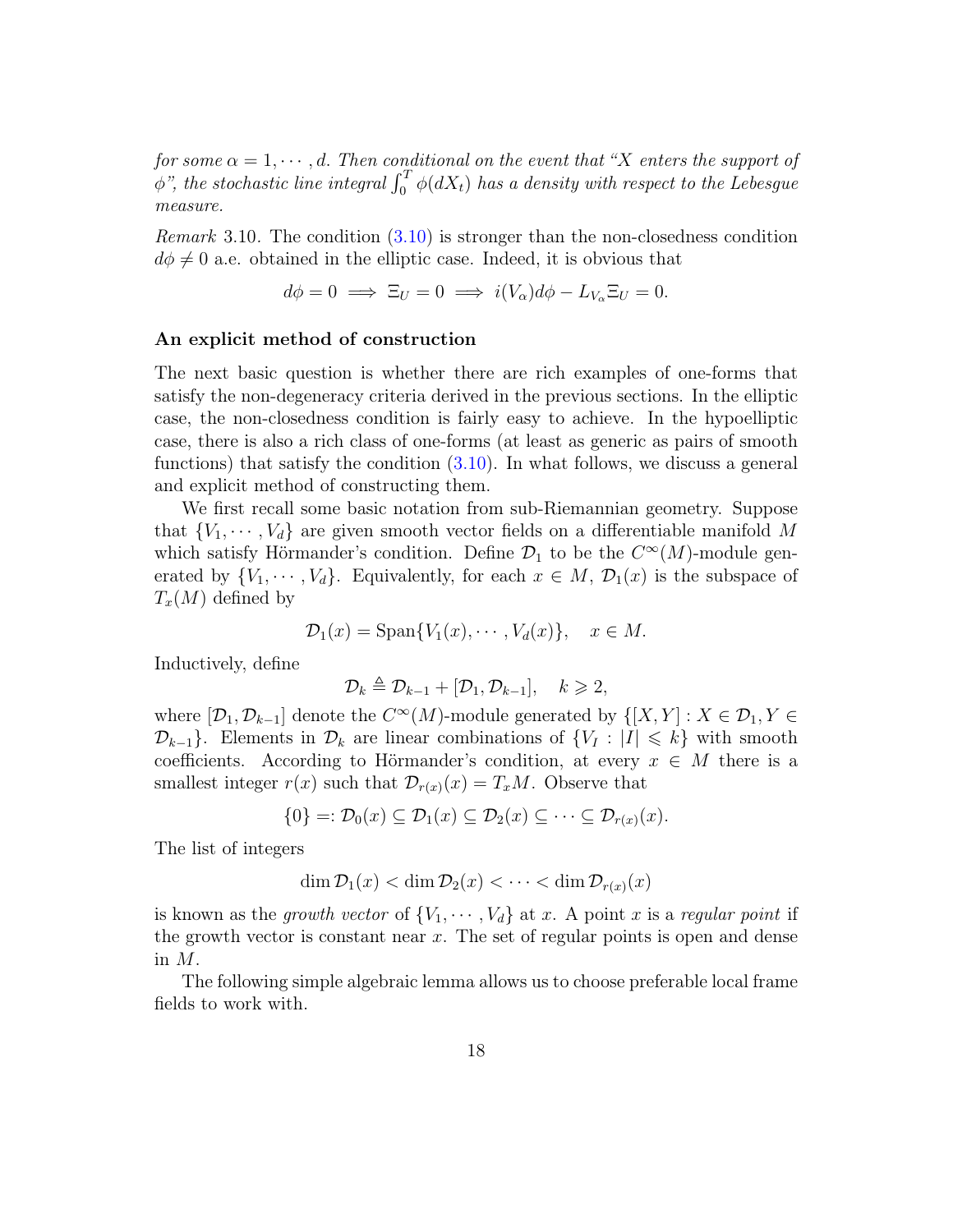*for some $\alpha = 1, \cdots, d$. Then conditional on the event that "X enters the support of $\phi$", the stochastic line integral $\int_0^T \phi(dX_t)$ has a density with respect to the Lebesgue measure.*

*Remark* 3.10. The condition (3.10) is stronger than the non-closedness condition $d\phi \neq 0$ a.e. obtained in the elliptic case. Indeed, it is obvious that

$$d\phi = 0 \implies \Xi_U = 0 \implies i(V_\alpha)d\phi - L_{V_\alpha}\Xi_U = 0.$$

**An explicit method of construction**

The next basic question is whether there are rich examples of one-forms that satisfy the non-degeneracy criteria derived in the previous sections. In the elliptic case, the non-closedness condition is fairly easy to achieve. In the hypoelliptic case, there is also a rich class of one-forms (at least as generic as pairs of smooth functions) that satisfy the condition (3.10). In what follows, we discuss a general and explicit method of constructing them.

We first recall some basic notation from sub-Riemannian geometry. Suppose that $\{V_1, \cdots, V_d\}$ are given smooth vector fields on a differentiable manifold $M$ which satisfy Hörmander's condition. Define $\mathcal{D}_1$ to be the $C^\infty(M)$-module generated by $\{V_1, \cdots, V_d\}$. Equivalently, for each $x \in M$, $\mathcal{D}_1(x)$ is the subspace of $T_x(M)$ defined by

$$\mathcal{D}_1(x) = \mathrm{Span}\{V_1(x), \cdots, V_d(x)\}, \quad x \in M.$$

Inductively, define

$$\mathcal{D}_k \triangleq \mathcal{D}_{k-1} + [\mathcal{D}_1, \mathcal{D}_{k-1}], \quad k \geqslant 2,$$

where $[\mathcal{D}_1, \mathcal{D}_{k-1}]$ denote the $C^\infty(M)$-module generated by $\{[X, Y] : X \in \mathcal{D}_1, Y \in \mathcal{D}_{k-1}\}$. Elements in $\mathcal{D}_k$ are linear combinations of $\{V_I : |I| \leqslant k\}$ with smooth coefficients. According to Hörmander's condition, at every $x \in M$ there is a smallest integer $r(x)$ such that $\mathcal{D}_{r(x)}(x) = T_x M$. Observe that

$$\{0\} =: \mathcal{D}_0(x) \subseteq \mathcal{D}_1(x) \subseteq \mathcal{D}_2(x) \subseteq \cdots \subseteq \mathcal{D}_{r(x)}(x).$$

The list of integers

$$\dim \mathcal{D}_1(x) < \dim \mathcal{D}_2(x) < \cdots < \dim \mathcal{D}_{r(x)}(x)$$

is known as the *growth vector* of $\{V_1, \cdots, V_d\}$ at $x$. A point $x$ is a *regular point* if the growth vector is constant near $x$. The set of regular points is open and dense in $M$.

The following simple algebraic lemma allows us to choose preferable local frame fields to work with.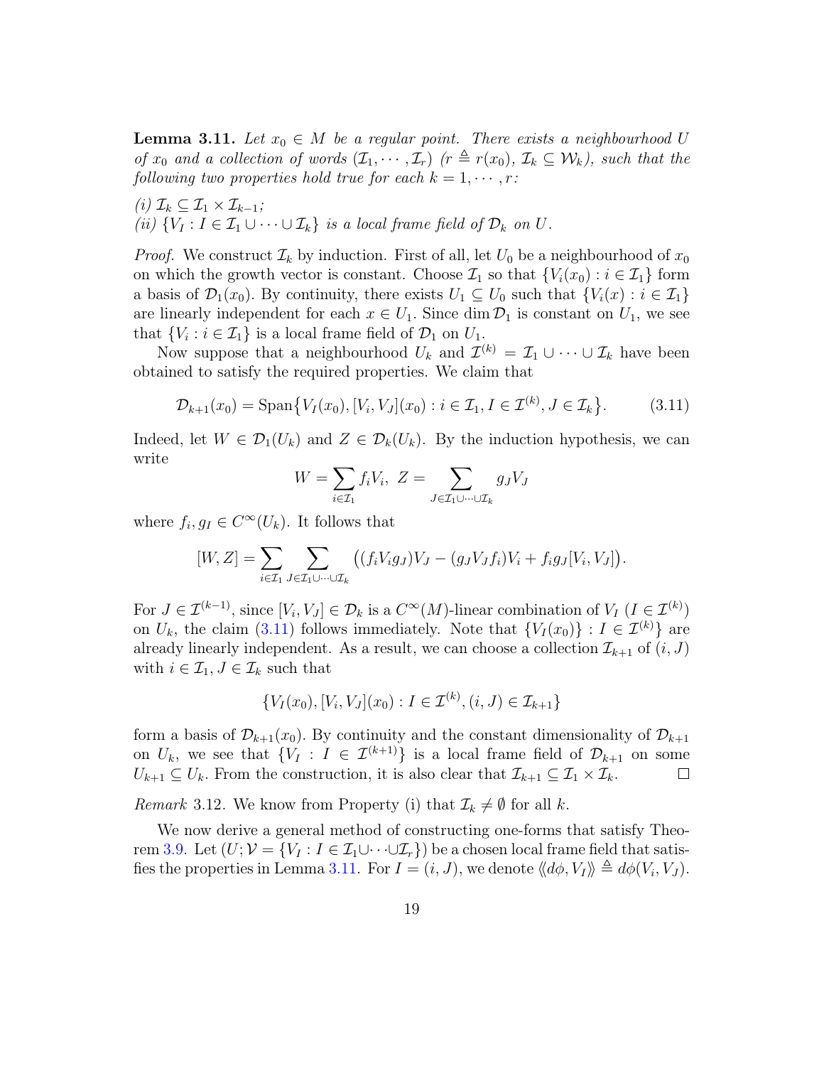**Lemma 3.11.** *Let $x_0 \in M$ be a regular point. There exists a neighbourhood $U$ of $x_0$ and a collection of words $(\mathcal{I}_1, \cdots, \mathcal{I}_r)$ ($r \triangleq r(x_0)$, $\mathcal{I}_k \subseteq \mathcal{W}_k$), such that the following two properties hold true for each $k = 1, \cdots, r$:*

*(i) $\mathcal{I}_k \subseteq \mathcal{I}_1 \times \mathcal{I}_{k-1}$;*
*(ii) $\{V_I : I \in \mathcal{I}_1 \cup \cdots \cup \mathcal{I}_k\}$ is a local frame field of $\mathcal{D}_k$ on $U$.*

*Proof.* We construct $\mathcal{I}_k$ by induction. First of all, let $U_0$ be a neighbourhood of $x_0$ on which the growth vector is constant. Choose $\mathcal{I}_1$ so that $\{V_i(x_0) : i \in \mathcal{I}_1\}$ form a basis of $\mathcal{D}_1(x_0)$. By continuity, there exists $U_1 \subseteq U_0$ such that $\{V_i(x) : i \in \mathcal{I}_1\}$ are linearly independent for each $x \in U_1$. Since $\dim \mathcal{D}_1$ is constant on $U_1$, we see that $\{V_i : i \in \mathcal{I}_1\}$ is a local frame field of $\mathcal{D}_1$ on $U_1$.

Now suppose that a neighbourhood $U_k$ and $\mathcal{I}^{(k)} = \mathcal{I}_1 \cup \cdots \cup \mathcal{I}_k$ have been obtained to satisfy the required properties. We claim that

$$\mathcal{D}_{k+1}(x_0) = \mathrm{Span}\big\{V_I(x_0), [V_i, V_J](x_0) : i \in \mathcal{I}_1, I \in \mathcal{I}^{(k)}, J \in \mathcal{I}_k\big\}. \tag{3.11}$$

Indeed, let $W \in \mathcal{D}_1(U_k)$ and $Z \in \mathcal{D}_k(U_k)$. By the induction hypothesis, we can write

$$W = \sum_{i \in \mathcal{I}_1} f_i V_i, \ Z = \sum_{J \in \mathcal{I}_1 \cup \cdots \cup \mathcal{I}_k} g_J V_J$$

where $f_i, g_I \in C^\infty(U_k)$. It follows that

$$[W, Z] = \sum_{i \in \mathcal{I}_1} \sum_{J \in \mathcal{I}_1 \cup \cdots \cup \mathcal{I}_k} \big((f_i V_i g_J)V_J - (g_J V_J f_i)V_i + f_i g_J [V_i, V_J]\big).$$

For $J \in \mathcal{I}^{(k-1)}$, since $[V_i, V_J] \in \mathcal{D}_k$ is a $C^\infty(M)$-linear combination of $V_I$ ($I \in \mathcal{I}^{(k)}$) on $U_k$, the claim (3.11) follows immediately. Note that $\{V_I(x_0)\} : I \in \mathcal{I}^{(k)}\}$ are already linearly independent. As a result, we can choose a collection $\mathcal{I}_{k+1}$ of $(i, J)$ with $i \in \mathcal{I}_1, J \in \mathcal{I}_k$ such that

$$\{V_I(x_0), [V_i, V_J](x_0) : I \in \mathcal{I}^{(k)}, (i, J) \in \mathcal{I}_{k+1}\}$$

form a basis of $\mathcal{D}_{k+1}(x_0)$. By continuity and the constant dimensionality of $\mathcal{D}_{k+1}$ on $U_k$, we see that $\{V_I : I \in \mathcal{I}^{(k+1)}\}$ is a local frame field of $\mathcal{D}_{k+1}$ on some $U_{k+1} \subseteq U_k$. From the construction, it is also clear that $\mathcal{I}_{k+1} \subseteq \mathcal{I}_1 \times \mathcal{I}_k$. $\square$

*Remark* 3.12. We know from Property (i) that $\mathcal{I}_k \neq \emptyset$ for all $k$.

We now derive a general method of constructing one-forms that satisfy Theorem 3.9. Let $(U; \mathcal{V} = \{V_I : I \in \mathcal{I}_1 \cup \cdots \cup \mathcal{I}_r\})$ be a chosen local frame field that satisfies the properties in Lemma 3.11. For $I = (i, J)$, we denote $\langle\!\langle d\phi, V_I \rangle\!\rangle \triangleq d\phi(V_i, V_J)$.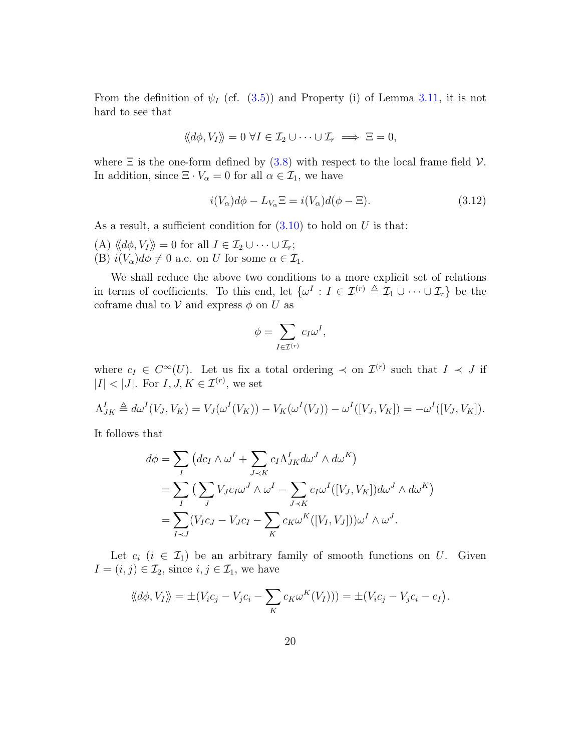From the definition of $\psi_I$ (cf. (3.5)) and Property (i) of Lemma 3.11, it is not hard to see that

$$\langle\langle d\phi, V_I \rangle\rangle = 0 \ \forall I \in \mathcal{I}_2 \cup \cdots \cup \mathcal{I}_r \implies \Xi = 0,$$

where $\Xi$ is the one-form defined by (3.8) with respect to the local frame field $\mathcal{V}$. In addition, since $\Xi \cdot V_\alpha = 0$ for all $\alpha \in \mathcal{I}_1$, we have

$$i(V_\alpha)d\phi - L_{V_\alpha}\Xi = i(V_\alpha)d(\phi - \Xi). \tag{3.12}$$

As a result, a sufficient condition for (3.10) to hold on $U$ is that:

(A) $\langle\langle d\phi, V_I \rangle\rangle = 0$ for all $I \in \mathcal{I}_2 \cup \cdots \cup \mathcal{I}_r$;
(B) $i(V_\alpha)d\phi \neq 0$ a.e. on $U$ for some $\alpha \in \mathcal{I}_1$.

We shall reduce the above two conditions to a more explicit set of relations in terms of coefficients. To this end, let $\{\omega^I : I \in \mathcal{I}^{(r)} \triangleq \mathcal{I}_1 \cup \cdots \cup \mathcal{I}_r\}$ be the coframe dual to $\mathcal{V}$ and express $\phi$ on $U$ as

$$\phi = \sum_{I \in \mathcal{I}^{(r)}} c_I \omega^I,$$

where $c_I \in C^\infty(U)$. Let us fix a total ordering $\prec$ on $\mathcal{I}^{(r)}$ such that $I \prec J$ if $|I| < |J|$. For $I, J, K \in \mathcal{I}^{(r)}$, we set

$$\Lambda^I_{JK} \triangleq d\omega^I(V_J, V_K) = V_J(\omega^I(V_K)) - V_K(\omega^I(V_J)) - \omega^I([V_J, V_K]) = -\omega^I([V_J, V_K]).$$

It follows that

$$\begin{aligned}
d\phi &= \sum_I \big(dc_I \wedge \omega^I + \sum_{J \prec K} c_I \Lambda^I_{JK} d\omega^J \wedge d\omega^K\big) \\
&= \sum_I \big(\sum_J V_J c_I \omega^J \wedge \omega^I - \sum_{J \prec K} c_I \omega^I([V_J, V_K]) d\omega^J \wedge d\omega^K\big) \\
&= \sum_{I \prec J} (V_I c_J - V_J c_I - \sum_K c_K \omega^K([V_I, V_J]))\omega^I \wedge \omega^J.
\end{aligned}$$

Let $c_i$ ($i \in \mathcal{I}_1$) be an arbitrary family of smooth functions on $U$. Given $I = (i, j) \in \mathcal{I}_2$, since $i, j \in \mathcal{I}_1$, we have

$$\langle\langle d\phi, V_I \rangle\rangle = \pm(V_i c_j - V_j c_i - \sum_K c_K \omega^K(V_I))) = \pm\big(V_i c_j - V_j c_i - c_I\big).$$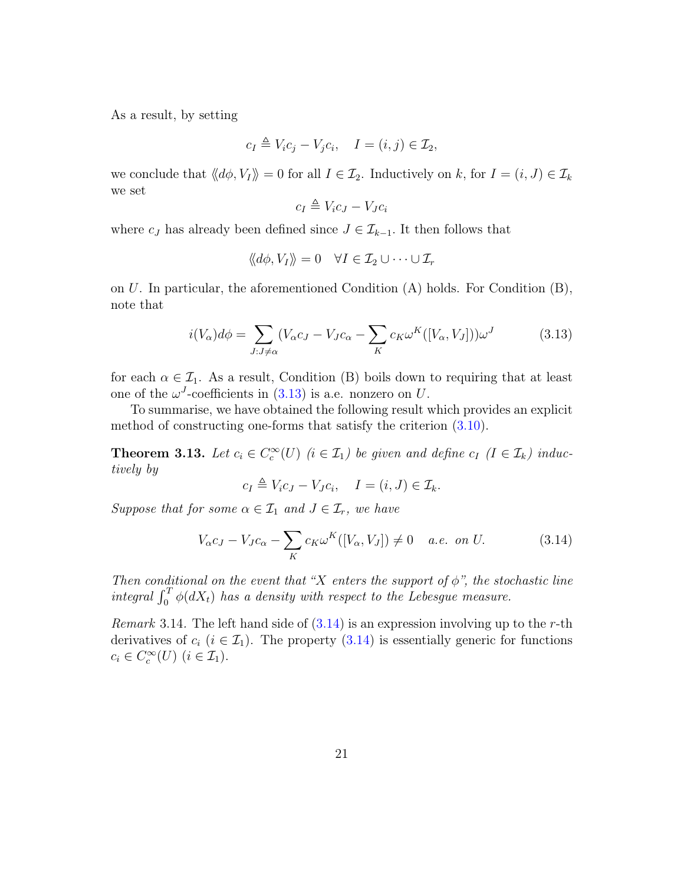As a result, by setting

$$c_I \triangleq V_i c_j - V_j c_i, \quad I = (i,j) \in \mathcal{I}_2,$$

we conclude that $\langle\!\langle d\phi, V_I \rangle\!\rangle = 0$ for all $I \in \mathcal{I}_2$. Inductively on $k$, for $I = (i, J) \in \mathcal{I}_k$ we set

$$c_I \triangleq V_i c_J - V_J c_i$$

where $c_J$ has already been defined since $J \in \mathcal{I}_{k-1}$. It then follows that

$$\langle\!\langle d\phi, V_I \rangle\!\rangle = 0 \quad \forall I \in \mathcal{I}_2 \cup \cdots \cup \mathcal{I}_r$$

on $U$. In particular, the aforementioned Condition (A) holds. For Condition (B), note that

$$i(V_\alpha) d\phi = \sum_{J: J \neq \alpha} (V_\alpha c_J - V_J c_\alpha - \sum_K c_K \omega^K([V_\alpha, V_J]))\omega^J \tag{3.13}$$

for each $\alpha \in \mathcal{I}_1$. As a result, Condition (B) boils down to requiring that at least one of the $\omega^J$-coefficients in (3.13) is a.e. nonzero on $U$.

To summarise, we have obtained the following result which provides an explicit method of constructing one-forms that satisfy the criterion (3.10).

**Theorem 3.13.** *Let $c_i \in C_c^\infty(U)$ $(i \in \mathcal{I}_1)$ be given and define $c_I$ $(I \in \mathcal{I}_k)$ inductively by*

$$c_I \triangleq V_i c_J - V_J c_i, \quad I = (i, J) \in \mathcal{I}_k.$$

*Suppose that for some $\alpha \in \mathcal{I}_1$ and $J \in \mathcal{I}_r$, we have*

$$V_\alpha c_J - V_J c_\alpha - \sum_K c_K \omega^K([V_\alpha, V_J]) \neq 0 \quad \text{a.e. on } U. \tag{3.14}$$

*Then conditional on the event that "$X$ enters the support of $\phi$", the stochastic line integral $\int_0^T \phi(dX_t)$ has a density with respect to the Lebesgue measure.*

*Remark* 3.14. The left hand side of (3.14) is an expression involving up to the $r$-th derivatives of $c_i$ $(i \in \mathcal{I}_1)$. The property (3.14) is essentially generic for functions $c_i \in C_c^\infty(U)$ $(i \in \mathcal{I}_1)$.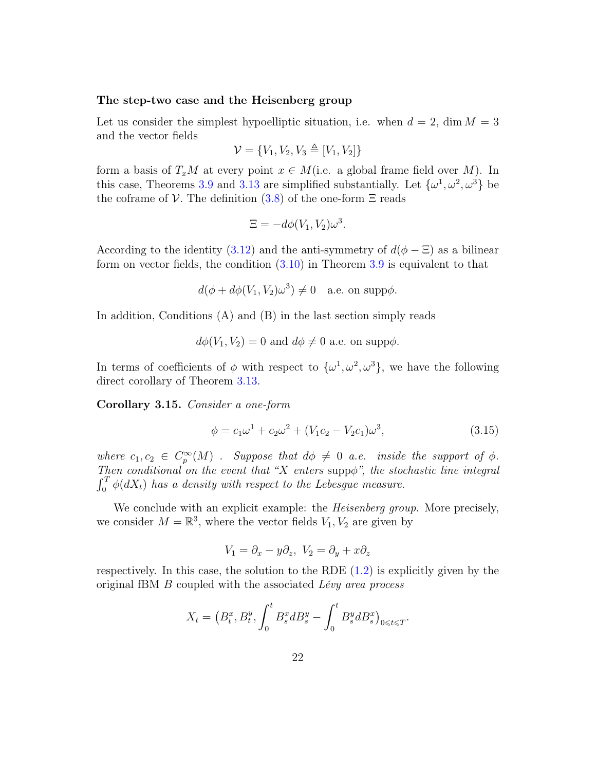**The step-two case and the Heisenberg group**

Let us consider the simplest hypoelliptic situation, i.e. when $d=2$, $\dim M=3$ and the vector fields

$$\mathcal{V}=\{V_1,V_2,V_3\triangleq[V_1,V_2]\}$$

form a basis of $T_xM$ at every point $x\in M$(i.e. a global frame field over $M$). In this case, Theorems 3.9 and 3.13 are simplified substantially. Let $\{\omega^1,\omega^2,\omega^3\}$ be the coframe of $\mathcal{V}$. The definition (3.8) of the one-form $\Xi$ reads

$$\Xi=-d\phi(V_1,V_2)\omega^3.$$

According to the identity (3.12) and the anti-symmetry of $d(\phi-\Xi)$ as a bilinear form on vector fields, the condition (3.10) in Theorem 3.9 is equivalent to that

$$d(\phi+d\phi(V_1,V_2)\omega^3)\neq 0\quad \text{a.e. on supp}\phi.$$

In addition, Conditions (A) and (B) in the last section simply reads

$$d\phi(V_1,V_2)=0 \text{ and } d\phi\neq 0 \text{ a.e. on supp}\phi.$$

In terms of coefficients of $\phi$ with respect to $\{\omega^1,\omega^2,\omega^3\}$, we have the following direct corollary of Theorem 3.13.

**Corollary 3.15.** *Consider a one-form*

$$\phi=c_1\omega^1+c_2\omega^2+(V_1c_2-V_2c_1)\omega^3, \tag{3.15}$$

*where $c_1,c_2\in C_p^\infty(M)$ . Suppose that $d\phi\neq 0$ a.e. inside the support of $\phi$. Then conditional on the event that "$X$ enters* supp$\phi$*", the stochastic line integral $\int_0^T\phi(dX_t)$ has a density with respect to the Lebesgue measure.*

We conclude with an explicit example: the *Heisenberg group*. More precisely, we consider $M=\mathbb{R}^3$, where the vector fields $V_1,V_2$ are given by

$$V_1=\partial_x-y\partial_z,\ V_2=\partial_y+x\partial_z$$

respectively. In this case, the solution to the RDE (1.2) is explicitly given by the original fBM $B$ coupled with the associated *Lévy area process*

$$X_t=\big(B_t^x,B_t^y,\int_0^t B_s^x dB_s^y-\int_0^t B_s^y dB_s^x\big)_{0\leqslant t\leqslant T}.$$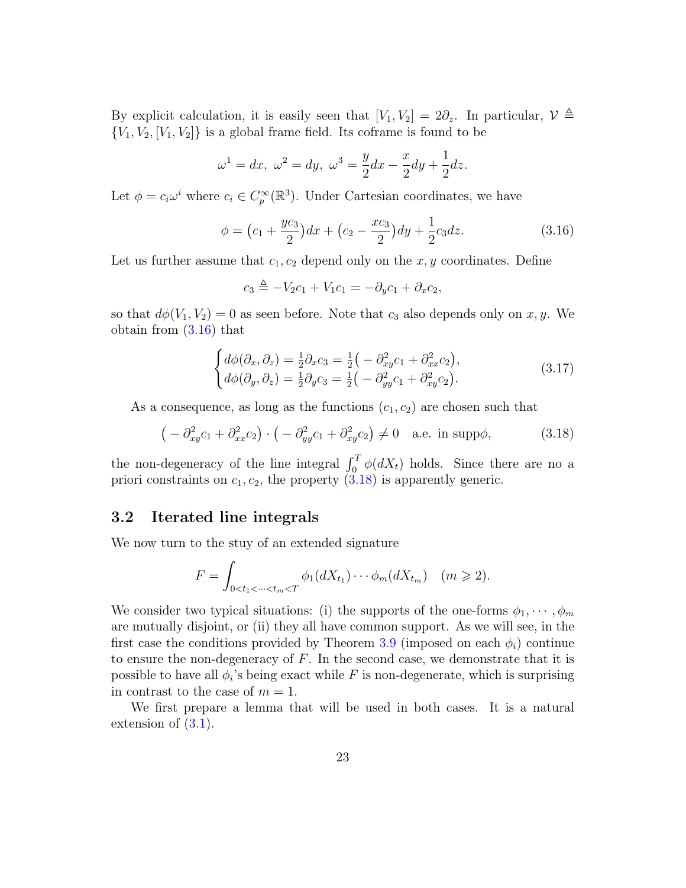By explicit calculation, it is easily seen that $[V_1, V_2] = 2\partial_z$. In particular, $\mathcal{V} \triangleq \{V_1, V_2, [V_1, V_2]\}$ is a global frame field. Its coframe is found to be

$$\omega^1 = dx,\ \omega^2 = dy,\ \omega^3 = \frac{y}{2}dx - \frac{x}{2}dy + \frac{1}{2}dz.$$

Let $\phi = c_i \omega^i$ where $c_i \in C_p^\infty(\mathbb{R}^3)$. Under Cartesian coordinates, we have

$$\phi = \big(c_1 + \frac{yc_3}{2}\big)dx + \big(c_2 - \frac{xc_3}{2}\big)dy + \frac{1}{2}c_3 dz. \tag{3.16}$$

Let us further assume that $c_1, c_2$ depend only on the $x, y$ coordinates. Define

$$c_3 \triangleq -V_2 c_1 + V_1 c_1 = -\partial_y c_1 + \partial_x c_2,$$

so that $d\phi(V_1, V_2) = 0$ as seen before. Note that $c_3$ also depends only on $x, y$. We obtain from (3.16) that

$$\begin{cases} d\phi(\partial_x, \partial_z) = \frac{1}{2}\partial_x c_3 = \frac{1}{2}\big(-\partial_{xy}^2 c_1 + \partial_{xx}^2 c_2\big), \\ d\phi(\partial_y, \partial_z) = \frac{1}{2}\partial_y c_3 = \frac{1}{2}\big(-\partial_{yy}^2 c_1 + \partial_{xy}^2 c_2\big). \end{cases} \tag{3.17}$$

As a consequence, as long as the functions $(c_1, c_2)$ are chosen such that

$$\big(-\partial_{xy}^2 c_1 + \partial_{xx}^2 c_2\big) \cdot \big(-\partial_{yy}^2 c_1 + \partial_{xy}^2 c_2\big) \neq 0 \quad \text{a.e. in supp}\phi, \tag{3.18}$$

the non-degeneracy of the line integral $\int_0^T \phi(dX_t)$ holds. Since there are no a priori constraints on $c_1, c_2$, the property (3.18) is apparently generic.

## 3.2 Iterated line integrals

We now turn to the stuy of an extended signature

$$F = \int_{0<t_1<\cdots<t_m<T} \phi_1(dX_{t_1}) \cdots \phi_m(dX_{t_m}) \quad (m \geqslant 2).$$

We consider two typical situations: (i) the supports of the one-forms $\phi_1, \cdots, \phi_m$ are mutually disjoint, or (ii) they all have common support. As we will see, in the first case the conditions provided by Theorem 3.9 (imposed on each $\phi_i$) continue to ensure the non-degeneracy of $F$. In the second case, we demonstrate that it is possible to have all $\phi_i$'s being exact while $F$ is non-degenerate, which is surprising in contrast to the case of $m = 1$.

We first prepare a lemma that will be used in both cases. It is a natural extension of (3.1).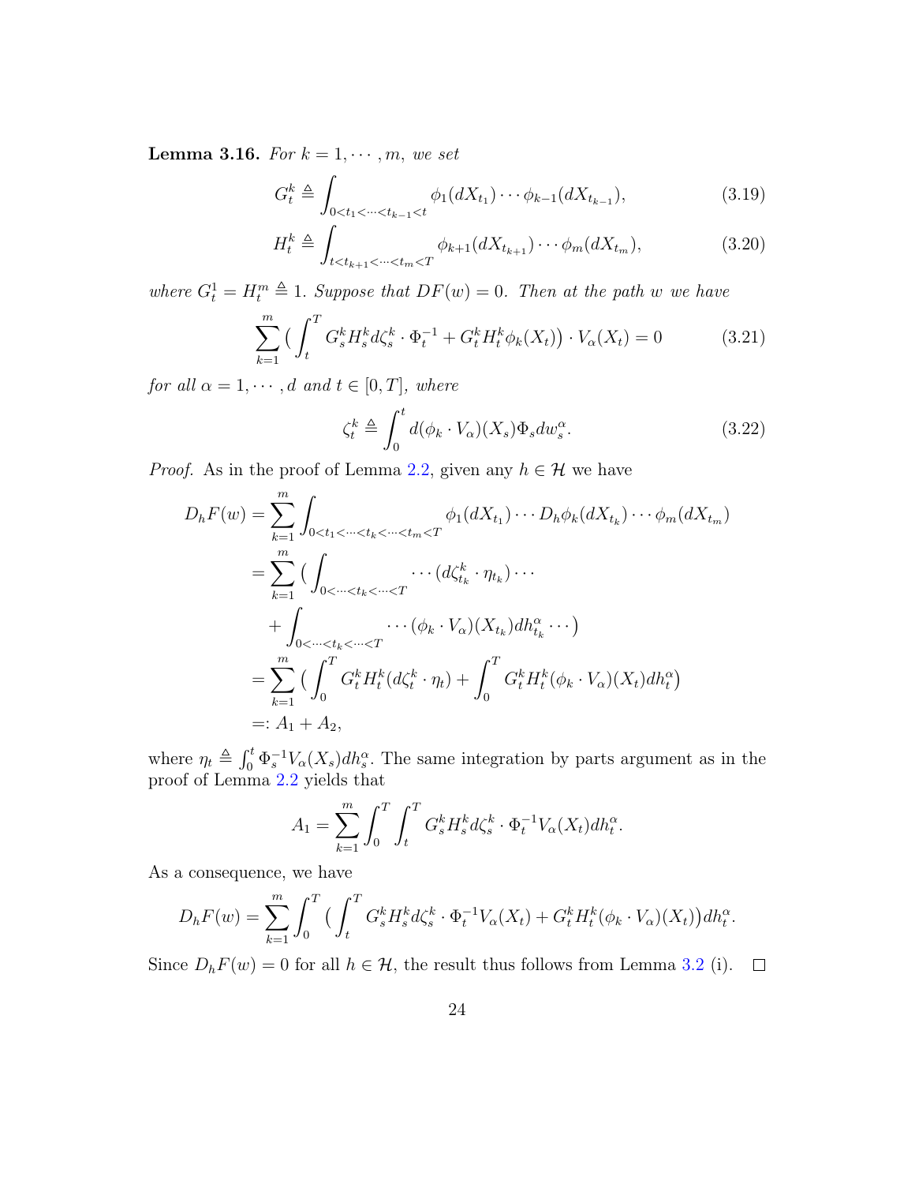**Lemma 3.16.** *For $k = 1, \cdots, m$, we set*

$$G_t^k \triangleq \int_{0<t_1<\cdots<t_{k-1}<t} \phi_1(dX_{t_1}) \cdots \phi_{k-1}(dX_{t_{k-1}}), \tag{3.19}$$

$$H_t^k \triangleq \int_{t<t_{k+1}<\cdots<t_m<T} \phi_{k+1}(dX_{t_{k+1}}) \cdots \phi_m(dX_{t_m}), \tag{3.20}$$

*where $G_t^1 = H_t^m \triangleq 1$. Suppose that $DF(w) = 0$. Then at the path $w$ we have*

$$\sum_{k=1}^m \big( \int_t^T G_s^k H_s^k d\zeta_s^k \cdot \Phi_t^{-1} + G_t^k H_t^k \phi_k(X_t) \big) \cdot V_\alpha(X_t) = 0 \tag{3.21}$$

*for all $\alpha = 1, \cdots, d$ and $t \in [0, T]$, where*

$$\zeta_t^k \triangleq \int_0^t d(\phi_k \cdot V_\alpha)(X_s) \Phi_s dw_s^\alpha. \tag{3.22}$$

*Proof.* As in the proof of Lemma 2.2, given any $h \in \mathcal{H}$ we have

$$\begin{aligned}
D_h F(w) &= \sum_{k=1}^m \int_{0<t_1<\cdots<t_k<\cdots<t_m<T} \phi_1(dX_{t_1}) \cdots D_h\phi_k(dX_{t_k}) \cdots \phi_m(dX_{t_m}) \\
&= \sum_{k=1}^m \big( \int_{0<\cdots<t_k<\cdots<T} \cdots (d\zeta_{t_k}^k \cdot \eta_{t_k}) \cdots \\
&\quad + \int_{0<\cdots<t_k<\cdots<T} \cdots (\phi_k \cdot V_\alpha)(X_{t_k}) dh_{t_k}^\alpha \cdots \big) \\
&= \sum_{k=1}^m \big( \int_0^T G_t^k H_t^k (d\zeta_t^k \cdot \eta_t) + \int_0^T G_t^k H_t^k (\phi_k \cdot V_\alpha)(X_t) dh_t^\alpha \big) \\
&=: A_1 + A_2,
\end{aligned}$$

where $\eta_t \triangleq \int_0^t \Phi_s^{-1} V_\alpha(X_s) dh_s^\alpha$. The same integration by parts argument as in the proof of Lemma 2.2 yields that

$$A_1 = \sum_{k=1}^m \int_0^T \int_t^T G_s^k H_s^k d\zeta_s^k \cdot \Phi_t^{-1} V_\alpha(X_t) dh_t^\alpha.$$

As a consequence, we have

$$D_h F(w) = \sum_{k=1}^m \int_0^T \big( \int_t^T G_s^k H_s^k d\zeta_s^k \cdot \Phi_t^{-1} V_\alpha(X_t) + G_t^k H_t^k (\phi_k \cdot V_\alpha)(X_t) \big) dh_t^\alpha.$$

Since $D_h F(w) = 0$ for all $h \in \mathcal{H}$, the result thus follows from Lemma 3.2 (i). $\square$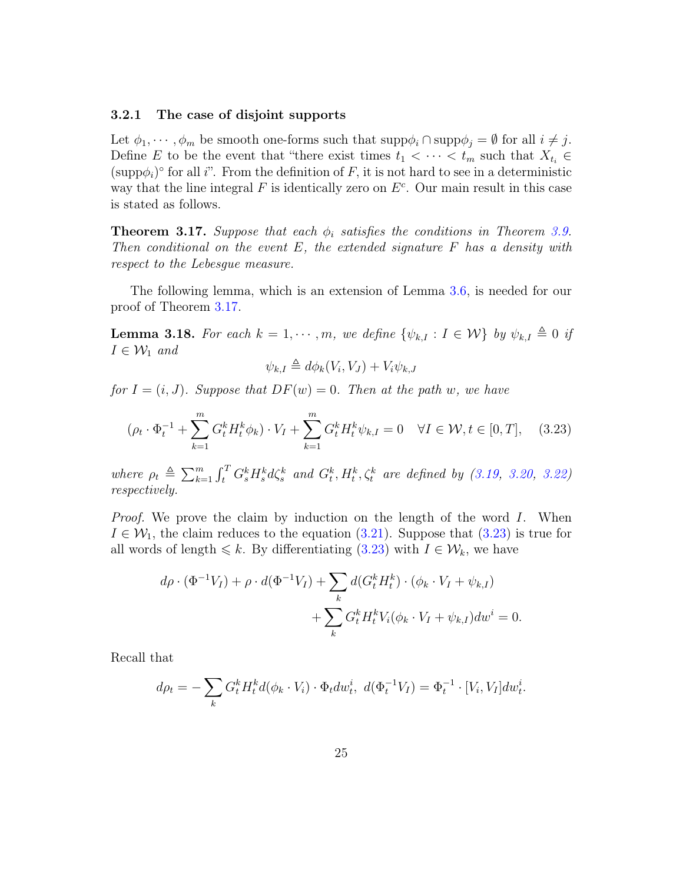### 3.2.1 The case of disjoint supports

Let $\phi_1, \cdots, \phi_m$ be smooth one-forms such that $\mathrm{supp}\phi_i \cap \mathrm{supp}\phi_j = \emptyset$ for all $i \neq j$. Define $E$ to be the event that "there exist times $t_1 < \cdots < t_m$ such that $X_{t_i} \in (\mathrm{supp}\phi_i)^\circ$ for all $i$". From the definition of $F$, it is not hard to see in a deterministic way that the line integral $F$ is identically zero on $E^c$. Our main result in this case is stated as follows.

**Theorem 3.17.** *Suppose that each $\phi_i$ satisfies the conditions in Theorem 3.9. Then conditional on the event $E$, the extended signature $F$ has a density with respect to the Lebesgue measure.*

The following lemma, which is an extension of Lemma 3.6, is needed for our proof of Theorem 3.17.

**Lemma 3.18.** *For each $k = 1, \cdots, m$, we define $\{\psi_{k,I} : I \in \mathcal{W}\}$ by $\psi_{k,I} \triangleq 0$ if $I \in \mathcal{W}_1$ and*

$$\psi_{k,I} \triangleq d\phi_k(V_i, V_J) + V_i \psi_{k,J}$$

*for $I = (i, J)$. Suppose that $DF(w) = 0$. Then at the path $w$, we have*

$$\left(\rho_t \cdot \Phi_t^{-1} + \sum_{k=1}^m G_t^k H_t^k \phi_k\right) \cdot V_I + \sum_{k=1}^m G_t^k H_t^k \psi_{k,I} = 0 \quad \forall I \in \mathcal{W}, t \in [0, T], \tag{3.23}$$

*where $\rho_t \triangleq \sum_{k=1}^m \int_t^T G_s^k H_s^k d\zeta_s^k$ and $G_t^k, H_t^k, \zeta_t^k$ are defined by (3.19, 3.20, 3.22) respectively.*

*Proof.* We prove the claim by induction on the length of the word $I$. When $I \in \mathcal{W}_1$, the claim reduces to the equation (3.21). Suppose that (3.23) is true for all words of length $\leqslant k$. By differentiating (3.23) with $I \in \mathcal{W}_k$, we have

$$\begin{aligned} d\rho \cdot (\Phi^{-1} V_I) + \rho \cdot d(\Phi^{-1} V_I) + \sum_k d(G_t^k H_t^k) \cdot (\phi_k \cdot V_I + \psi_{k,I}) \\ + \sum_k G_t^k H_t^k V_i (\phi_k \cdot V_I + \psi_{k,I}) dw^i = 0. \end{aligned}$$

Recall that

$$d\rho_t = -\sum_k G_t^k H_t^k d(\phi_k \cdot V_i) \cdot \Phi_t dw_t^i, \; d(\Phi_t^{-1} V_I) = \Phi_t^{-1} \cdot [V_i, V_I] dw_t^i.$$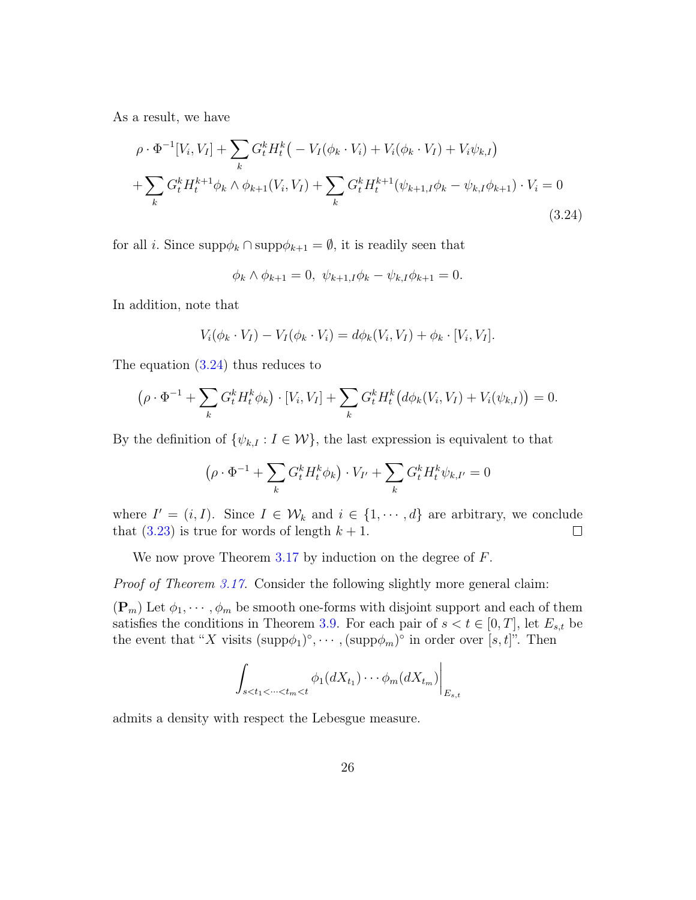As a result, we have

$$
\begin{aligned}
&\rho\cdot\Phi^{-1}[V_i,V_I]+\sum_k G_t^kH_t^k\big(-V_I(\phi_k\cdot V_i)+V_i(\phi_k\cdot V_I)+V_i\psi_{k,I}\big)\\
&+\sum_k G_t^kH_t^{k+1}\phi_k\wedge\phi_{k+1}(V_i,V_I)+\sum_k G_t^kH_t^{k+1}(\psi_{k+1,I}\phi_k-\psi_{k,I}\phi_{k+1})\cdot V_i=0
\end{aligned}
\tag{3.24}
$$

for all $i$. Since $\mathrm{supp}\phi_k\cap\mathrm{supp}\phi_{k+1}=\emptyset$, it is readily seen that

$$
\phi_k\wedge\phi_{k+1}=0,\ \ \psi_{k+1,I}\phi_k-\psi_{k,I}\phi_{k+1}=0.
$$

In addition, note that

$$
V_i(\phi_k\cdot V_I)-V_I(\phi_k\cdot V_i)=d\phi_k(V_i,V_I)+\phi_k\cdot[V_i,V_I].
$$

The equation (3.24) thus reduces to

$$
\big(\rho\cdot\Phi^{-1}+\sum_k G_t^kH_t^k\phi_k\big)\cdot[V_i,V_I]+\sum_k G_t^kH_t^k\big(d\phi_k(V_i,V_I)+V_i(\psi_{k,I})\big)=0.
$$

By the definition of $\{\psi_{k,I}:I\in\mathcal{W}\}$, the last expression is equivalent to that

$$
\big(\rho\cdot\Phi^{-1}+\sum_k G_t^kH_t^k\phi_k\big)\cdot V_{I'}+\sum_k G_t^kH_t^k\psi_{k,I'}=0
$$

where $I'=(i,I)$. Since $I\in\mathcal{W}_k$ and $i\in\{1,\cdots,d\}$ are arbitrary, we conclude that (3.23) is true for words of length $k+1$. □

We now prove Theorem 3.17 by induction on the degree of $F$.

*Proof of Theorem 3.17.* Consider the following slightly more general claim:

($\mathbf{P}_m$) Let $\phi_1,\cdots,\phi_m$ be smooth one-forms with disjoint support and each of them satisfies the conditions in Theorem 3.9. For each pair of $s<t\in[0,T]$, let $E_{s,t}$ be the event that "$X$ visits $(\mathrm{supp}\phi_1)^\circ,\cdots,(\mathrm{supp}\phi_m)^\circ$ in order over $[s,t]$". Then

$$
\int_{s<t_1<\cdots<t_m<t}\phi_1(dX_{t_1})\cdots\phi_m(dX_{t_m})\Big|_{E_{s,t}}
$$

admits a density with respect the Lebesgue measure.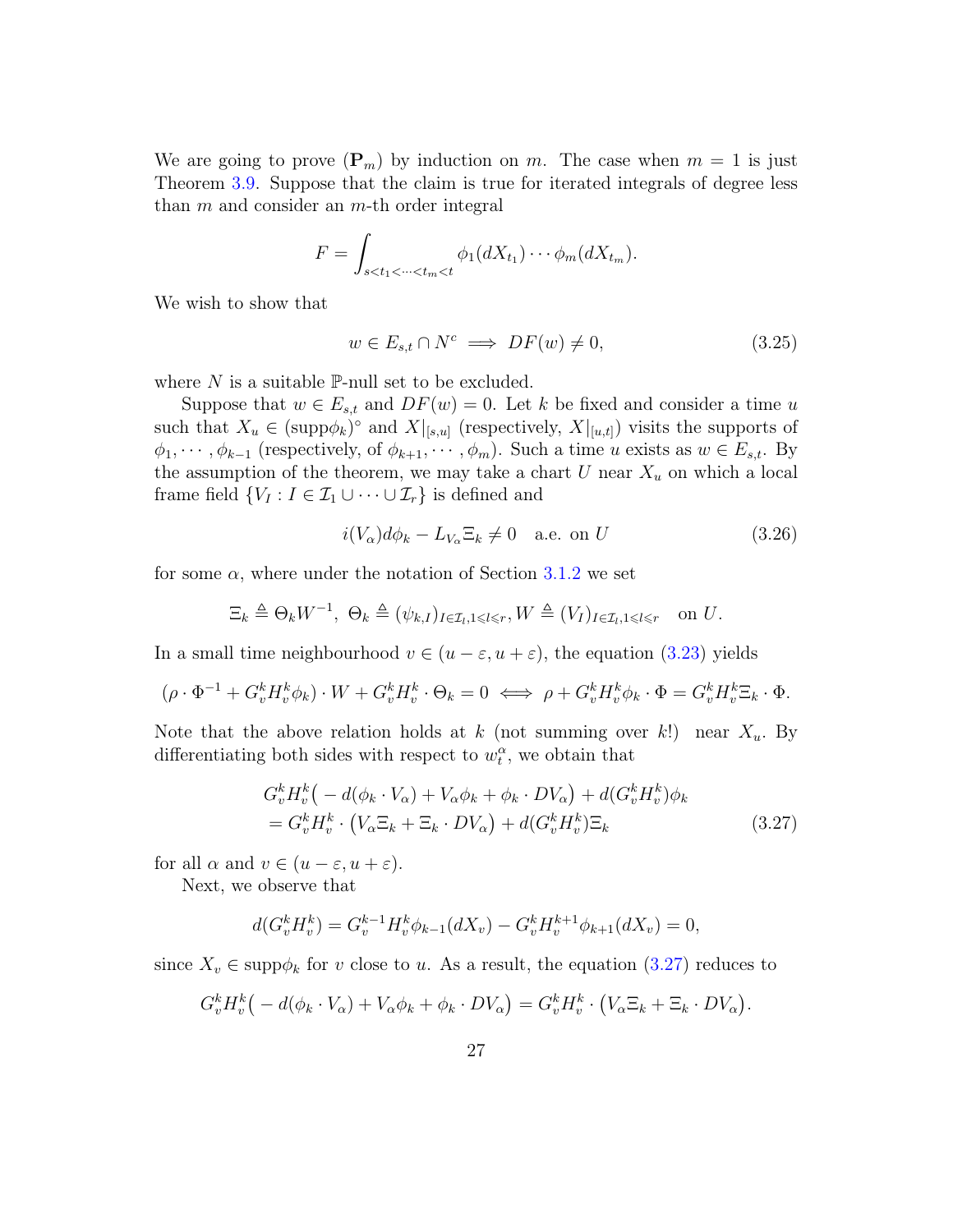We are going to prove $(\mathbf{P}_m)$ by induction on $m$. The case when $m=1$ is just Theorem 3.9. Suppose that the claim is true for iterated integrals of degree less than $m$ and consider an $m$-th order integral

$$F = \int_{s<t_1<\cdots<t_m<t} \phi_1(dX_{t_1})\cdots\phi_m(dX_{t_m}).$$

We wish to show that

$$w \in E_{s,t} \cap N^c \implies DF(w) \neq 0, \tag{3.25}$$

where $N$ is a suitable $\mathbb{P}$-null set to be excluded.

Suppose that $w \in E_{s,t}$ and $DF(w) = 0$. Let $k$ be fixed and consider a time $u$ such that $X_u \in (\mathrm{supp}\phi_k)^\circ$ and $X|_{[s,u]}$ (respectively, $X|_{[u,t]}$) visits the supports of $\phi_1, \cdots, \phi_{k-1}$ (respectively, of $\phi_{k+1}, \cdots, \phi_m$). Such a time $u$ exists as $w \in E_{s,t}$. By the assumption of the theorem, we may take a chart $U$ near $X_u$ on which a local frame field $\{V_I : I \in \mathcal{I}_1 \cup \cdots \cup \mathcal{I}_r\}$ is defined and

$$i(V_\alpha)d\phi_k - L_{V_\alpha}\Xi_k \neq 0 \quad \text{a.e. on } U \tag{3.26}$$

for some $\alpha$, where under the notation of Section 3.1.2 we set

$$\Xi_k \triangleq \Theta_k W^{-1},\ \Theta_k \triangleq (\psi_{k,I})_{I\in\mathcal{I}_l, 1\leqslant l\leqslant r}, W \triangleq (V_I)_{I\in\mathcal{I}_l,1\leqslant l\leqslant r} \quad \text{on } U.$$

In a small time neighbourhood $v \in (u-\varepsilon, u+\varepsilon)$, the equation (3.23) yields

$$(\rho\cdot\Phi^{-1} + G_v^k H_v^k \phi_k)\cdot W + G_v^k H_v^k \cdot \Theta_k = 0 \iff \rho + G_v^k H_v^k \phi_k \cdot \Phi = G_v^k H_v^k \Xi_k \cdot \Phi.$$

Note that the above relation holds at $k$ (not summing over $k$!) near $X_u$. By differentiating both sides with respect to $w_t^\alpha$, we obtain that

$$\begin{aligned}
&G_v^k H_v^k\big(-d(\phi_k\cdot V_\alpha) + V_\alpha\phi_k + \phi_k\cdot DV_\alpha\big) + d(G_v^k H_v^k)\phi_k \\
&= G_v^k H_v^k \cdot \big(V_\alpha \Xi_k + \Xi_k \cdot DV_\alpha\big) + d(G_v^k H_v^k)\Xi_k
\end{aligned} \tag{3.27}$$

for all $\alpha$ and $v \in (u-\varepsilon, u+\varepsilon)$.

Next, we observe that

$$d(G_v^k H_v^k) = G_v^{k-1} H_v^k \phi_{k-1}(dX_v) - G_v^k H_v^{k+1}\phi_{k+1}(dX_v) = 0,$$

since $X_v \in \mathrm{supp}\phi_k$ for $v$ close to $u$. As a result, the equation (3.27) reduces to

$$G_v^k H_v^k\big(-d(\phi_k\cdot V_\alpha) + V_\alpha\phi_k + \phi_k\cdot DV_\alpha\big) = G_v^k H_v^k\cdot\big(V_\alpha\Xi_k + \Xi_k\cdot DV_\alpha\big).$$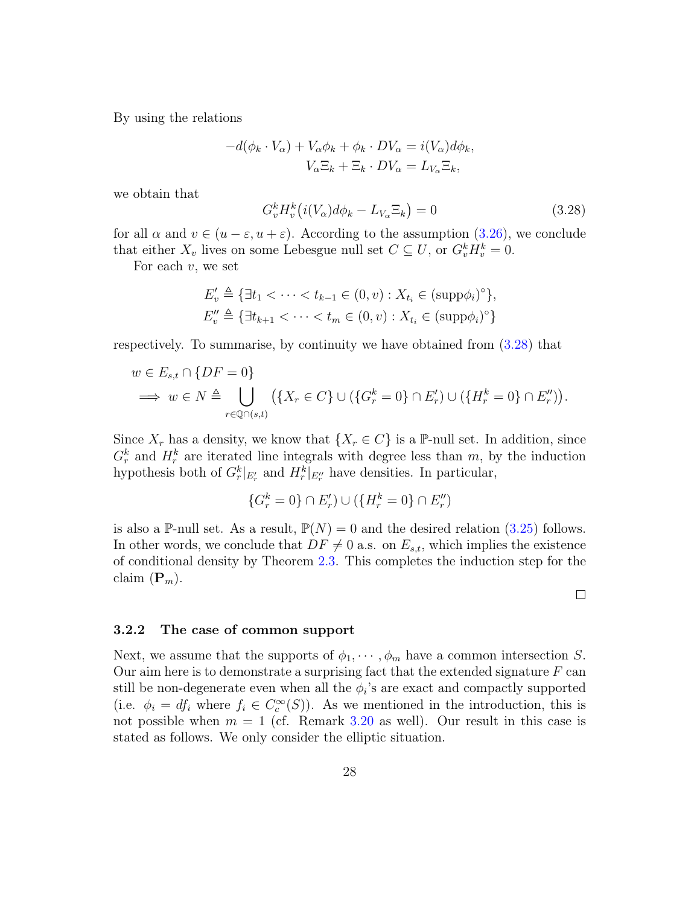By using the relations

$$
\begin{aligned}
-d(\phi_k \cdot V_\alpha) + V_\alpha \phi_k + \phi_k \cdot DV_\alpha &= i(V_\alpha) d\phi_k, \\
V_\alpha \Xi_k + \Xi_k \cdot DV_\alpha &= L_{V_\alpha} \Xi_k,
\end{aligned}
$$

we obtain that

$$
G_v^k H_v^k \big( i(V_\alpha) d\phi_k - L_{V_\alpha} \Xi_k \big) = 0 \tag{3.28}
$$

for all $\alpha$ and $v \in (u - \varepsilon, u + \varepsilon)$. According to the assumption (3.26), we conclude that either $X_v$ lives on some Lebesgue null set $C \subseteq U$, or $G_v^k H_v^k = 0$.

For each $v$, we set

$$
\begin{aligned}
E'_v &\triangleq \{\exists t_1 < \cdots < t_{k-1} \in (0, v) : X_{t_i} \in (\mathrm{supp}\phi_i)^\circ\}, \\
E''_v &\triangleq \{\exists t_{k+1} < \cdots < t_m \in (0, v) : X_{t_i} \in (\mathrm{supp}\phi_i)^\circ\}
\end{aligned}
$$

respectively. To summarise, by continuity we have obtained from (3.28) that

$$
\begin{aligned}
& w \in E_{s,t} \cap \{DF = 0\} \\
& \implies w \in N \triangleq \bigcup_{r \in \mathbb{Q} \cap (s,t)} \big( \{X_r \in C\} \cup (\{G_r^k = 0\} \cap E'_r) \cup (\{H_r^k = 0\} \cap E''_r) \big).
\end{aligned}
$$

Since $X_r$ has a density, we know that $\{X_r \in C\}$ is a $\mathbb{P}$-null set. In addition, since $G_r^k$ and $H_r^k$ are iterated line integrals with degree less than $m$, by the induction hypothesis both of $G_r^k|_{E'_r}$ and $H_r^k|_{E''_r}$ have densities. In particular,

$$
\{G_r^k = 0\} \cap E'_r) \cup (\{H_r^k = 0\} \cap E''_r)
$$

is also a $\mathbb{P}$-null set. As a result, $\mathbb{P}(N) = 0$ and the desired relation (3.25) follows. In other words, we conclude that $DF \neq 0$ a.s. on $E_{s,t}$, which implies the existence of conditional density by Theorem 2.3. This completes the induction step for the claim $(\mathbf{P}_m)$.

□

### 3.2.2 The case of common support

Next, we assume that the supports of $\phi_1, \cdots, \phi_m$ have a common intersection $S$. Our aim here is to demonstrate a surprising fact that the extended signature $F$ can still be non-degenerate even when all the $\phi_i$'s are exact and compactly supported (i.e. $\phi_i = df_i$ where $f_i \in C_c^\infty(S)$). As we mentioned in the introduction, this is not possible when $m = 1$ (cf. Remark 3.20 as well). Our result in this case is stated as follows. We only consider the elliptic situation.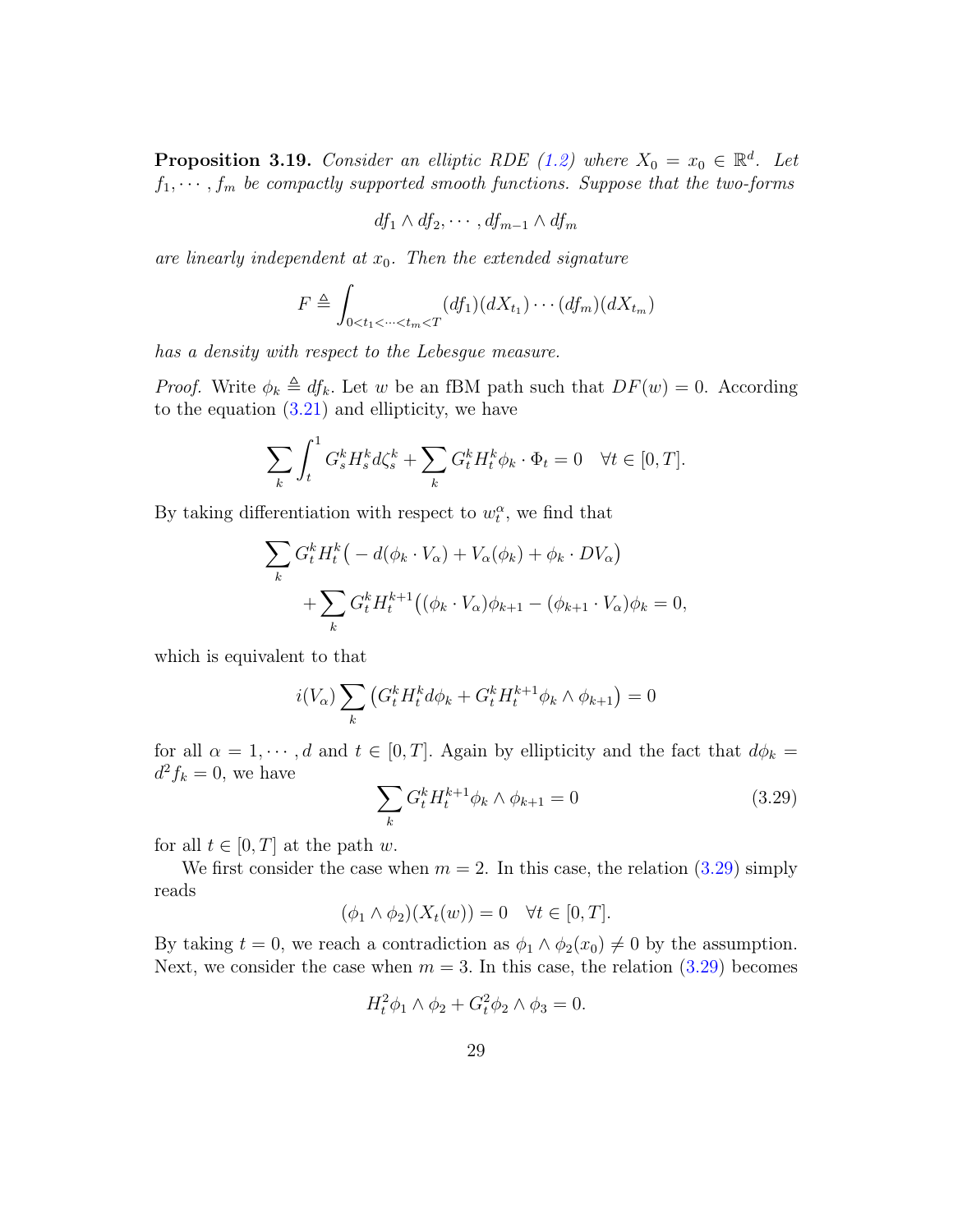**Proposition 3.19.** *Consider an elliptic RDE (1.2) where $X_0 = x_0 \in \mathbb{R}^d$. Let $f_1, \cdots, f_m$ be compactly supported smooth functions. Suppose that the two-forms*

$$
df_1 \wedge df_2, \cdots, df_{m-1} \wedge df_m
$$

*are linearly independent at $x_0$. Then the extended signature*

$$
F \triangleq \int_{0<t_1<\cdots<t_m<T} (df_1)(dX_{t_1}) \cdots (df_m)(dX_{t_m})
$$

*has a density with respect to the Lebesgue measure.*

*Proof.* Write $\phi_k \triangleq df_k$. Let $w$ be an fBM path such that $DF(w) = 0$. According to the equation (3.21) and ellipticity, we have

$$
\sum_k \int_t^1 G_s^k H_s^k d\zeta_s^k + \sum_k G_t^k H_t^k \phi_k \cdot \Phi_t = 0 \quad \forall t \in [0, T].
$$

By taking differentiation with respect to $w_t^\alpha$, we find that

$$
\sum_k G_t^k H_t^k \big( - d(\phi_k \cdot V_\alpha) + V_\alpha(\phi_k) + \phi_k \cdot DV_\alpha \big) \\
+ \sum_k G_t^k H_t^{k+1} \big( (\phi_k \cdot V_\alpha)\phi_{k+1} - (\phi_{k+1} \cdot V_\alpha)\phi_k = 0,
$$

which is equivalent to that

$$
i(V_\alpha) \sum_k \left( G_t^k H_t^k d\phi_k + G_t^k H_t^{k+1} \phi_k \wedge \phi_{k+1} \right) = 0
$$

for all $\alpha = 1, \cdots, d$ and $t \in [0, T]$. Again by ellipticity and the fact that $d\phi_k = d^2 f_k = 0$, we have

$$
\sum_k G_t^k H_t^{k+1} \phi_k \wedge \phi_{k+1} = 0 \tag{3.29}
$$

for all $t \in [0, T]$ at the path $w$.

We first consider the case when $m = 2$. In this case, the relation (3.29) simply reads

$$
(\phi_1 \wedge \phi_2)(X_t(w)) = 0 \quad \forall t \in [0, T].
$$

By taking $t = 0$, we reach a contradiction as $\phi_1 \wedge \phi_2(x_0) \neq 0$ by the assumption. Next, we consider the case when $m = 3$. In this case, the relation (3.29) becomes

$$
H_t^2 \phi_1 \wedge \phi_2 + G_t^2 \phi_2 \wedge \phi_3 = 0.
$$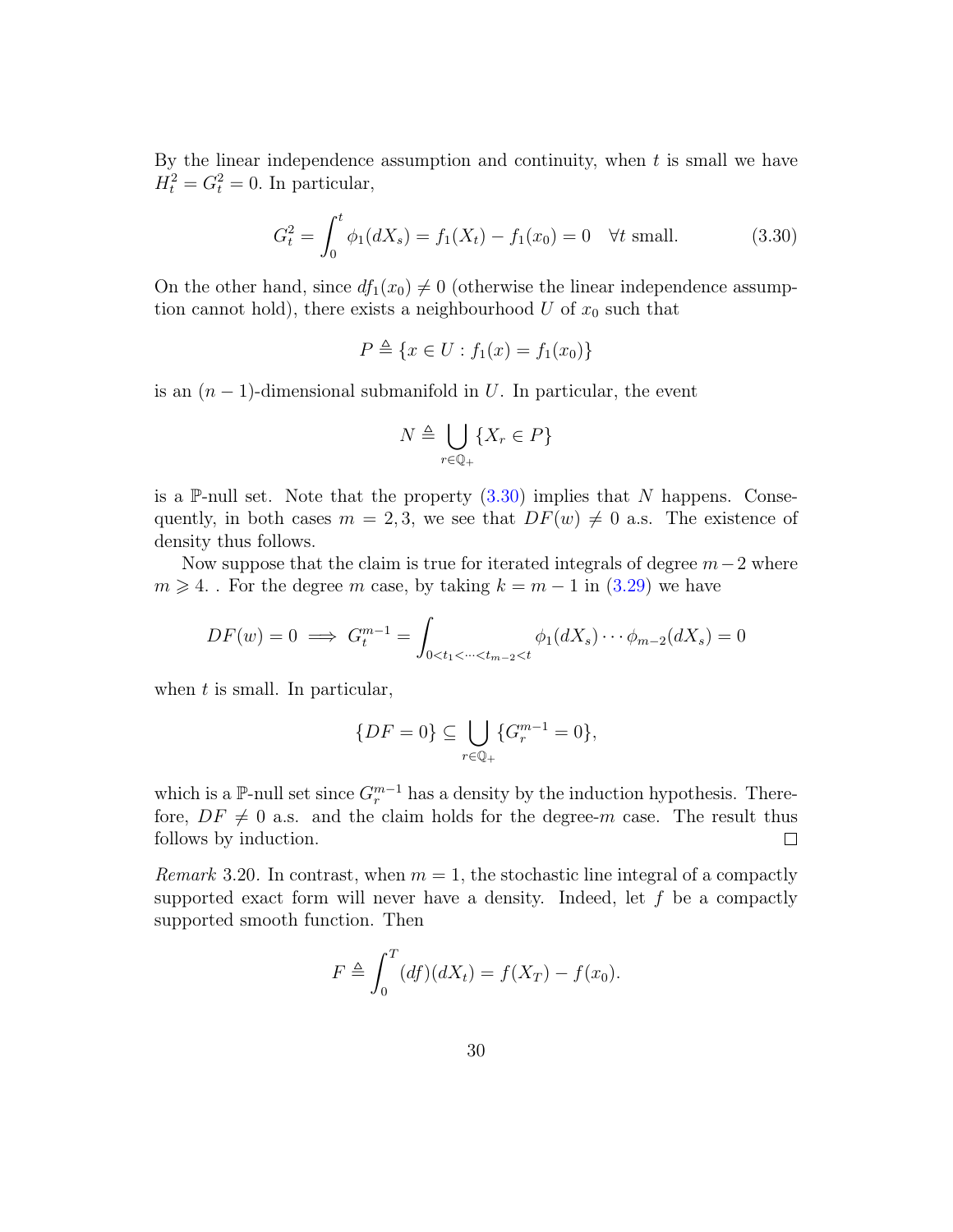By the linear independence assumption and continuity, when $t$ is small we have $H_t^2 = G_t^2 = 0$. In particular,

$$G_t^2 = \int_0^t \phi_1(dX_s) = f_1(X_t) - f_1(x_0) = 0 \quad \forall t \text{ small.} \tag{3.30}$$

On the other hand, since $df_1(x_0) \neq 0$ (otherwise the linear independence assumption cannot hold), there exists a neighbourhood $U$ of $x_0$ such that

$$P \triangleq \{x \in U : f_1(x) = f_1(x_0)\}$$

is an $(n-1)$-dimensional submanifold in $U$. In particular, the event

$$N \triangleq \bigcup_{r \in \mathbb{Q}_+} \{X_r \in P\}$$

is a $\mathbb{P}$-null set. Note that the property (3.30) implies that $N$ happens. Consequently, in both cases $m = 2, 3$, we see that $DF(w) \neq 0$ a.s. The existence of density thus follows.

Now suppose that the claim is true for iterated integrals of degree $m-2$ where $m \geqslant 4$. . For the degree $m$ case, by taking $k = m-1$ in (3.29) we have

$$DF(w) = 0 \implies G_t^{m-1} = \int_{0<t_1<\cdots<t_{m-2}<t} \phi_1(dX_s) \cdots \phi_{m-2}(dX_s) = 0$$

when $t$ is small. In particular,

$$\{DF = 0\} \subseteq \bigcup_{r \in \mathbb{Q}_+} \{G_r^{m-1} = 0\},$$

which is a $\mathbb{P}$-null set since $G_r^{m-1}$ has a density by the induction hypothesis. Therefore, $DF \neq 0$ a.s. and the claim holds for the degree-$m$ case. The result thus follows by induction. □

*Remark* 3.20. In contrast, when $m = 1$, the stochastic line integral of a compactly supported exact form will never have a density. Indeed, let $f$ be a compactly supported smooth function. Then

$$F \triangleq \int_0^T (df)(dX_t) = f(X_T) - f(x_0).$$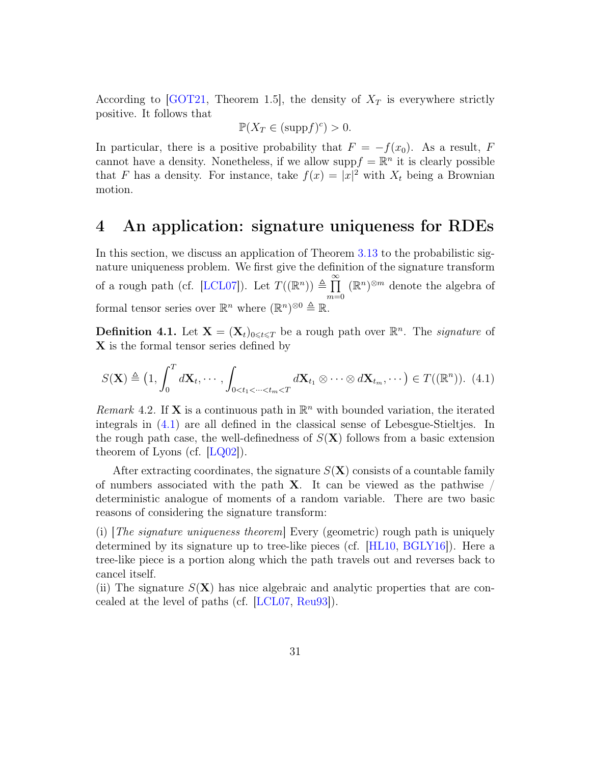According to [GOT21, Theorem 1.5], the density of $X_T$ is everywhere strictly positive. It follows that

$$\mathbb{P}(X_T \in (\mathrm{supp} f)^c) > 0.$$

In particular, there is a positive probability that $F = -f(x_0)$. As a result, $F$ cannot have a density. Nonetheless, if we allow $\mathrm{supp} f = \mathbb{R}^n$ it is clearly possible that $F$ has a density. For instance, take $f(x) = |x|^2$ with $X_t$ being a Brownian motion.

# 4 An application: signature uniqueness for RDEs

In this section, we discuss an application of Theorem 3.13 to the probabilistic signature uniqueness problem. We first give the definition of the signature transform of a rough path (cf. [LCL07]). Let $T((\mathbb{R}^n)) \triangleq \prod_{m=0}^{\infty} (\mathbb{R}^n)^{\otimes m}$ denote the algebra of formal tensor series over $\mathbb{R}^n$ where $(\mathbb{R}^n)^{\otimes 0} \triangleq \mathbb{R}$.

**Definition 4.1.** Let $\mathbf{X} = (\mathbf{X}_t)_{0 \leqslant t \leqslant T}$ be a rough path over $\mathbb{R}^n$. The *signature* of $\mathbf{X}$ is the formal tensor series defined by

$$S(\mathbf{X}) \triangleq \big(1, \int_0^T d\mathbf{X}_t, \cdots, \int_{0<t_1<\cdots<t_m<T} d\mathbf{X}_{t_1} \otimes \cdots \otimes d\mathbf{X}_{t_m}, \cdots \big) \in T((\mathbb{R}^n)). \quad (4.1)$$

*Remark* 4.2. If $\mathbf{X}$ is a continuous path in $\mathbb{R}^n$ with bounded variation, the iterated integrals in (4.1) are all defined in the classical sense of Lebesgue-Stieltjes. In the rough path case, the well-definedness of $S(\mathbf{X})$ follows from a basic extension theorem of Lyons (cf. [LQ02]).

After extracting coordinates, the signature $S(\mathbf{X})$ consists of a countable family of numbers associated with the path $\mathbf{X}$. It can be viewed as the pathwise / deterministic analogue of moments of a random variable. There are two basic reasons of considering the signature transform:

(i) [*The signature uniqueness theorem*] Every (geometric) rough path is uniquely determined by its signature up to tree-like pieces (cf. [HL10, BGLY16]). Here a tree-like piece is a portion along which the path travels out and reverses back to cancel itself.
(ii) The signature $S(\mathbf{X})$ has nice algebraic and analytic properties that are concealed at the level of paths (cf. [LCL07, Reu93]).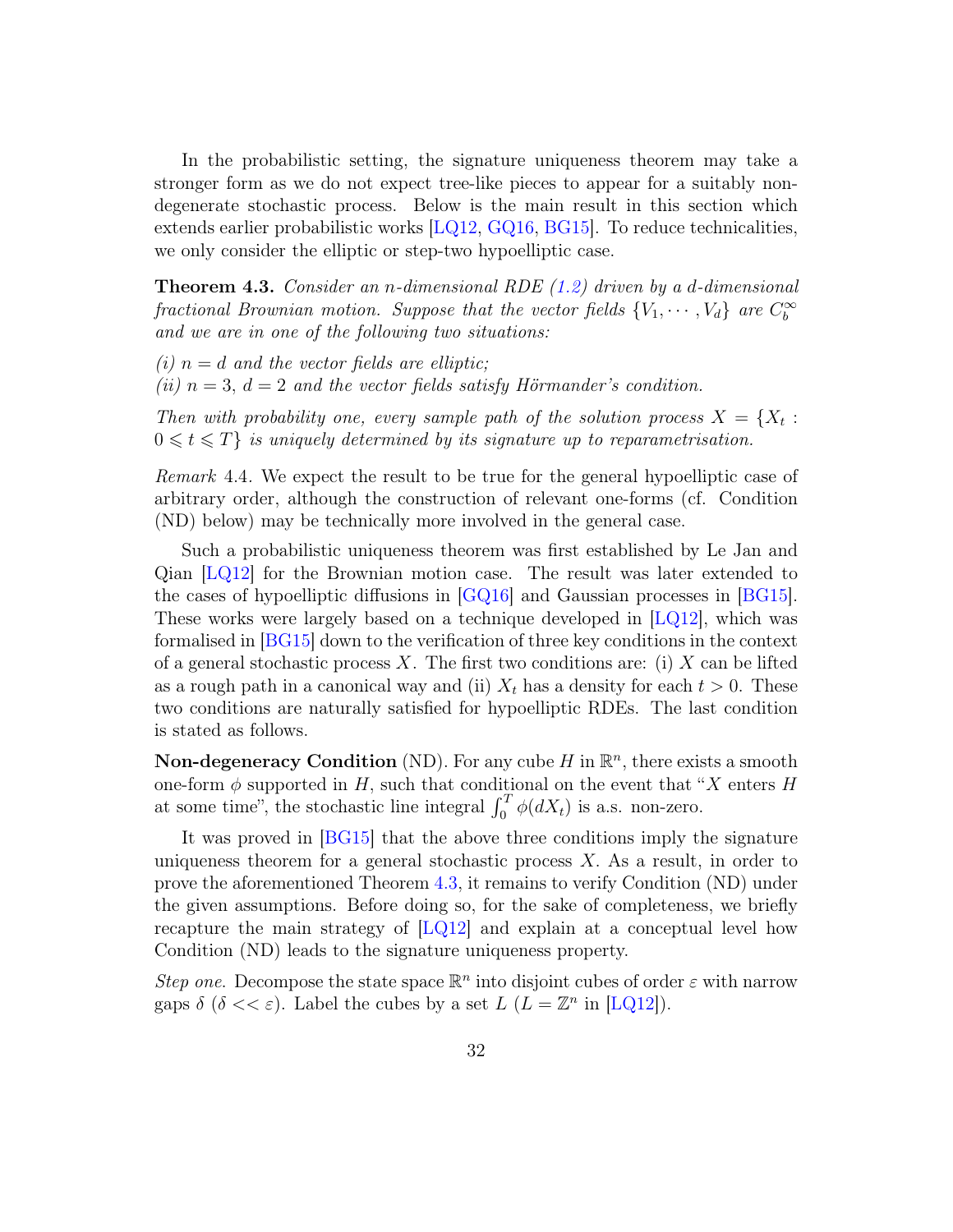In the probabilistic setting, the signature uniqueness theorem may take a stronger form as we do not expect tree-like pieces to appear for a suitably non-degenerate stochastic process. Below is the main result in this section which extends earlier probabilistic works [LQ12, GQ16, BG15]. To reduce technicalities, we only consider the elliptic or step-two hypoelliptic case.

**Theorem 4.3.** *Consider an $n$-dimensional RDE (1.2) driven by a $d$-dimensional fractional Brownian motion. Suppose that the vector fields $\{V_1, \cdots, V_d\}$ are $C_b^\infty$ and we are in one of the following two situations:*

*(i) $n = d$ and the vector fields are elliptic;*
*(ii) $n = 3$, $d = 2$ and the vector fields satisfy Hörmander's condition.*

*Then with probability one, every sample path of the solution process $X = \{X_t : 0 \leqslant t \leqslant T\}$ is uniquely determined by its signature up to reparametrisation.*

*Remark* 4.4. We expect the result to be true for the general hypoelliptic case of arbitrary order, although the construction of relevant one-forms (cf. Condition (ND) below) may be technically more involved in the general case.

Such a probabilistic uniqueness theorem was first established by Le Jan and Qian [LQ12] for the Brownian motion case. The result was later extended to the cases of hypoelliptic diffusions in [GQ16] and Gaussian processes in [BG15]. These works were largely based on a technique developed in [LQ12], which was formalised in [BG15] down to the verification of three key conditions in the context of a general stochastic process $X$. The first two conditions are: (i) $X$ can be lifted as a rough path in a canonical way and (ii) $X_t$ has a density for each $t > 0$. These two conditions are naturally satisfied for hypoelliptic RDEs. The last condition is stated as follows.

**Non-degeneracy Condition** (ND). For any cube $H$ in $\mathbb{R}^n$, there exists a smooth one-form $\phi$ supported in $H$, such that conditional on the event that "$X$ enters $H$ at some time", the stochastic line integral $\int_0^T \phi(dX_t)$ is a.s. non-zero.

It was proved in [BG15] that the above three conditions imply the signature uniqueness theorem for a general stochastic process $X$. As a result, in order to prove the aforementioned Theorem 4.3, it remains to verify Condition (ND) under the given assumptions. Before doing so, for the sake of completeness, we briefly recapture the main strategy of [LQ12] and explain at a conceptual level how Condition (ND) leads to the signature uniqueness property.

*Step one.* Decompose the state space $\mathbb{R}^n$ into disjoint cubes of order $\varepsilon$ with narrow gaps $\delta$ ($\delta << \varepsilon$). Label the cubes by a set $L$ ($L = \mathbb{Z}^n$ in [LQ12]).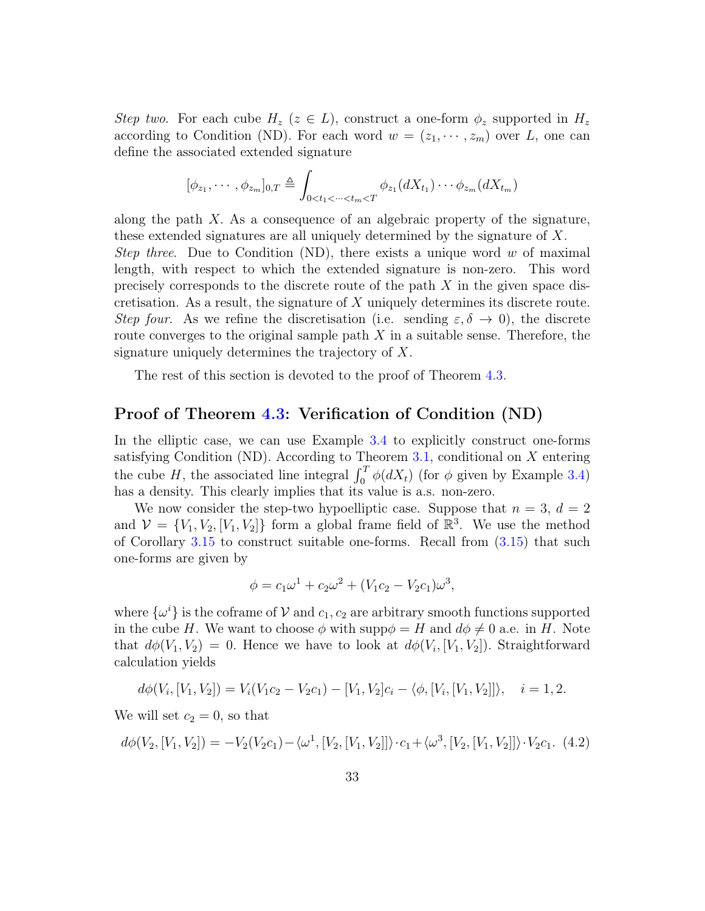*Step two.* For each cube $H_z$ ($z \in L$), construct a one-form $\phi_z$ supported in $H_z$ according to Condition (ND). For each word $w = (z_1, \cdots, z_m)$ over $L$, one can define the associated extended signature

$$[\phi_{z_1}, \cdots, \phi_{z_m}]_{0,T} \triangleq \int_{0<t_1<\cdots<t_m<T} \phi_{z_1}(dX_{t_1}) \cdots \phi_{z_m}(dX_{t_m})$$

along the path $X$. As a consequence of an algebraic property of the signature, these extended signatures are all uniquely determined by the signature of $X$.
*Step three.* Due to Condition (ND), there exists a unique word $w$ of maximal length, with respect to which the extended signature is non-zero. This word precisely corresponds to the discrete route of the path $X$ in the given space discretisation. As a result, the signature of $X$ uniquely determines its discrete route.
*Step four.* As we refine the discretisation (i.e. sending $\varepsilon, \delta \to 0$), the discrete route converges to the original sample path $X$ in a suitable sense. Therefore, the signature uniquely determines the trajectory of $X$.

The rest of this section is devoted to the proof of Theorem 4.3.

## Proof of Theorem 4.3: Verification of Condition (ND)

In the elliptic case, we can use Example 3.4 to explicitly construct one-forms satisfying Condition (ND). According to Theorem 3.1, conditional on $X$ entering the cube $H$, the associated line integral $\int_0^T \phi(dX_t)$ (for $\phi$ given by Example 3.4) has a density. This clearly implies that its value is a.s. non-zero.

We now consider the step-two hypoelliptic case. Suppose that $n = 3$, $d = 2$ and $\mathcal{V} = \{V_1, V_2, [V_1, V_2]\}$ form a global frame field of $\mathbb{R}^3$. We use the method of Corollary 3.15 to construct suitable one-forms. Recall from (3.15) that such one-forms are given by

$$\phi = c_1\omega^1 + c_2\omega^2 + (V_1c_2 - V_2c_1)\omega^3,$$

where $\{\omega^i\}$ is the coframe of $\mathcal{V}$ and $c_1, c_2$ are arbitrary smooth functions supported in the cube $H$. We want to choose $\phi$ with $\mathrm{supp}\phi = H$ and $d\phi \neq 0$ a.e. in $H$. Note that $d\phi(V_1, V_2) = 0$. Hence we have to look at $d\phi(V_i, [V_1, V_2])$. Straightforward calculation yields

$$d\phi(V_i, [V_1, V_2]) = V_i(V_1c_2 - V_2c_1) - [V_1, V_2]c_i - \langle \phi, [V_i, [V_1, V_2]] \rangle, \quad i = 1, 2.$$

We will set $c_2 = 0$, so that

$$d\phi(V_2, [V_1, V_2]) = -V_2(V_2c_1) - \langle \omega^1, [V_2, [V_1, V_2]] \rangle \cdot c_1 + \langle \omega^3, [V_2, [V_1, V_2]] \rangle \cdot V_2c_1. \quad (4.2)$$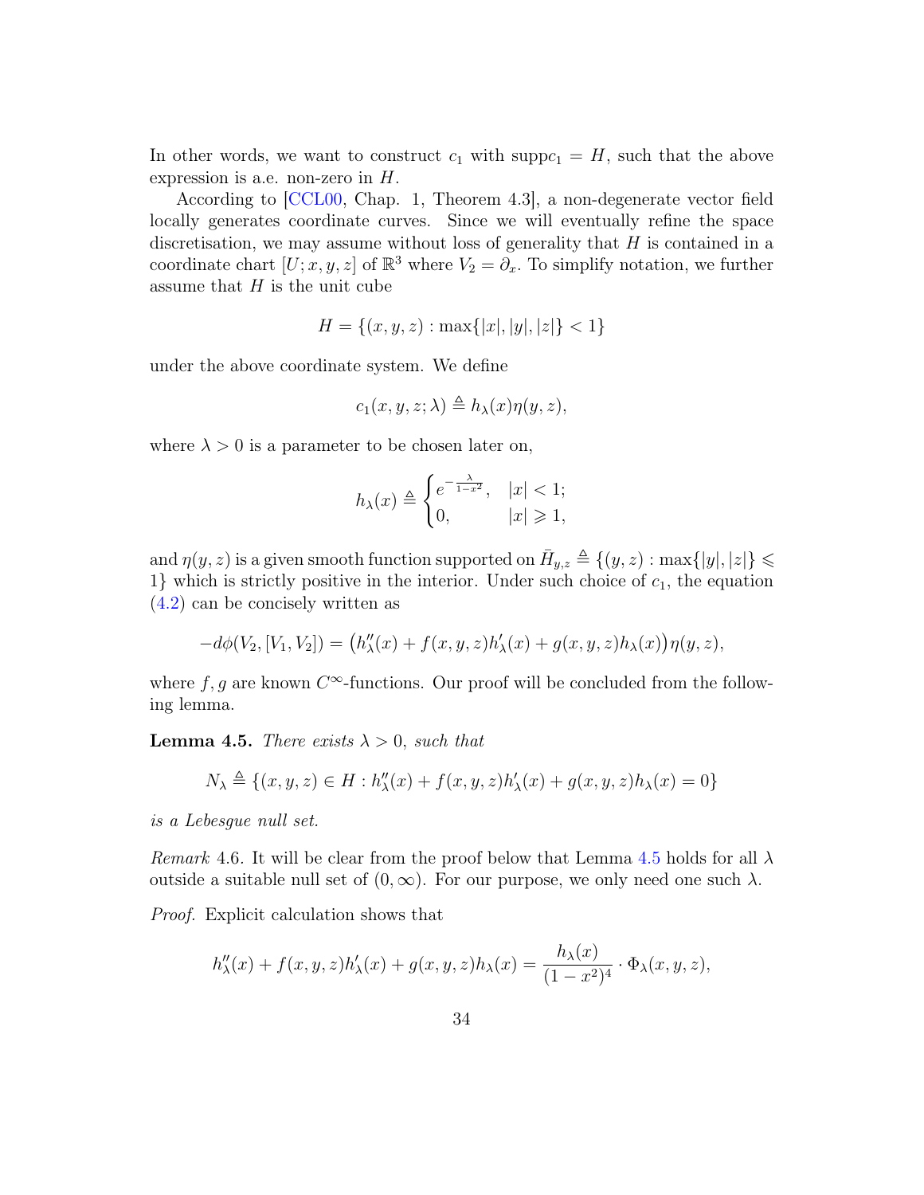In other words, we want to construct $c_1$ with supp$c_1 = H$, such that the above expression is a.e. non-zero in $H$.

According to [CCL00, Chap. 1, Theorem 4.3], a non-degenerate vector field locally generates coordinate curves. Since we will eventually refine the space discretisation, we may assume without loss of generality that $H$ is contained in a coordinate chart $[U; x, y, z]$ of $\mathbb{R}^3$ where $V_2 = \partial_x$. To simplify notation, we further assume that $H$ is the unit cube

$$H = \{(x, y, z) : \max\{|x|, |y|, |z|\} < 1\}$$

under the above coordinate system. We define

$$c_1(x, y, z; \lambda) \triangleq h_\lambda(x)\eta(y, z),$$

where $\lambda > 0$ is a parameter to be chosen later on,

$$h_\lambda(x) \triangleq \begin{cases} e^{-\frac{\lambda}{1-x^2}}, & |x| < 1; \\ 0, & |x| \geqslant 1, \end{cases}$$

and $\eta(y, z)$ is a given smooth function supported on $\bar{H}_{y,z} \triangleq \{(y, z) : \max\{|y|, |z|\} \leqslant 1\}$ which is strictly positive in the interior. Under such choice of $c_1$, the equation (4.2) can be concisely written as

$$-d\phi(V_2, [V_1, V_2]) = \big(h''_\lambda(x) + f(x, y, z)h'_\lambda(x) + g(x, y, z)h_\lambda(x)\big)\eta(y, z),$$

where $f, g$ are known $C^\infty$-functions. Our proof will be concluded from the following lemma.

**Lemma 4.5.** *There exists $\lambda > 0$, such that*

$$N_\lambda \triangleq \{(x, y, z) \in H : h''_\lambda(x) + f(x, y, z)h'_\lambda(x) + g(x, y, z)h_\lambda(x) = 0\}$$

*is a Lebesgue null set.*

*Remark* 4.6. It will be clear from the proof below that Lemma 4.5 holds for all $\lambda$ outside a suitable null set of $(0, \infty)$. For our purpose, we only need one such $\lambda$.

*Proof.* Explicit calculation shows that

$$h''_\lambda(x) + f(x, y, z)h'_\lambda(x) + g(x, y, z)h_\lambda(x) = \frac{h_\lambda(x)}{(1 - x^2)^4} \cdot \Phi_\lambda(x, y, z),$$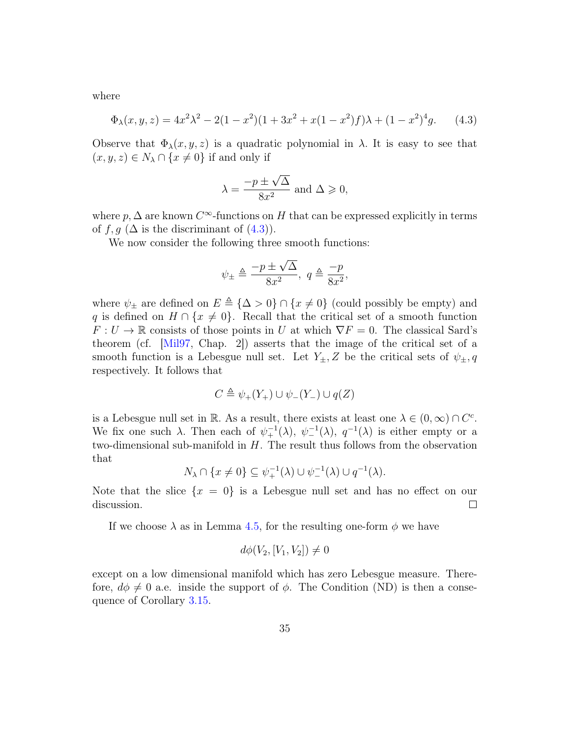where

$$\Phi_\lambda(x,y,z) = 4x^2\lambda^2 - 2(1-x^2)(1+3x^2+x(1-x^2)f)\lambda + (1-x^2)^4 g. \tag{4.3}$$

Observe that $\Phi_\lambda(x,y,z)$ is a quadratic polynomial in $\lambda$. It is easy to see that $(x,y,z) \in N_\lambda \cap \{x \neq 0\}$ if and only if

$$\lambda = \frac{-p \pm \sqrt{\Delta}}{8x^2} \text{ and } \Delta \geqslant 0,$$

where $p, \Delta$ are known $C^\infty$-functions on $H$ that can be expressed explicitly in terms of $f, g$ ($\Delta$ is the discriminant of (4.3)).

We now consider the following three smooth functions:

$$\psi_\pm \triangleq \frac{-p \pm \sqrt{\Delta}}{8x^2}, \; q \triangleq \frac{-p}{8x^2},$$

where $\psi_\pm$ are defined on $E \triangleq \{\Delta > 0\} \cap \{x \neq 0\}$ (could possibly be empty) and $q$ is defined on $H \cap \{x \neq 0\}$. Recall that the critical set of a smooth function $F : U \to \mathbb{R}$ consists of those points in $U$ at which $\nabla F = 0$. The classical Sard's theorem (cf. [Mil97, Chap. 2]) asserts that the image of the critical set of a smooth function is a Lebesgue null set. Let $Y_\pm, Z$ be the critical sets of $\psi_\pm, q$ respectively. It follows that

$$C \triangleq \psi_+(Y_+) \cup \psi_-(Y_-) \cup q(Z)$$

is a Lebesgue null set in $\mathbb{R}$. As a result, there exists at least one $\lambda \in (0,\infty) \cap C^c$. We fix one such $\lambda$. Then each of $\psi_+^{-1}(\lambda)$, $\psi_-^{-1}(\lambda)$, $q^{-1}(\lambda)$ is either empty or a two-dimensional sub-manifold in $H$. The result thus follows from the observation that

$$N_\lambda \cap \{x \neq 0\} \subseteq \psi_+^{-1}(\lambda) \cup \psi_-^{-1}(\lambda) \cup q^{-1}(\lambda).$$

Note that the slice $\{x = 0\}$ is a Lebesgue null set and has no effect on our discussion. ∎

If we choose $\lambda$ as in Lemma 4.5, for the resulting one-form $\phi$ we have

$$d\phi(V_2, [V_1, V_2]) \neq 0$$

except on a low dimensional manifold which has zero Lebesgue measure. Therefore, $d\phi \neq 0$ a.e. inside the support of $\phi$. The Condition (ND) is then a consequence of Corollary 3.15.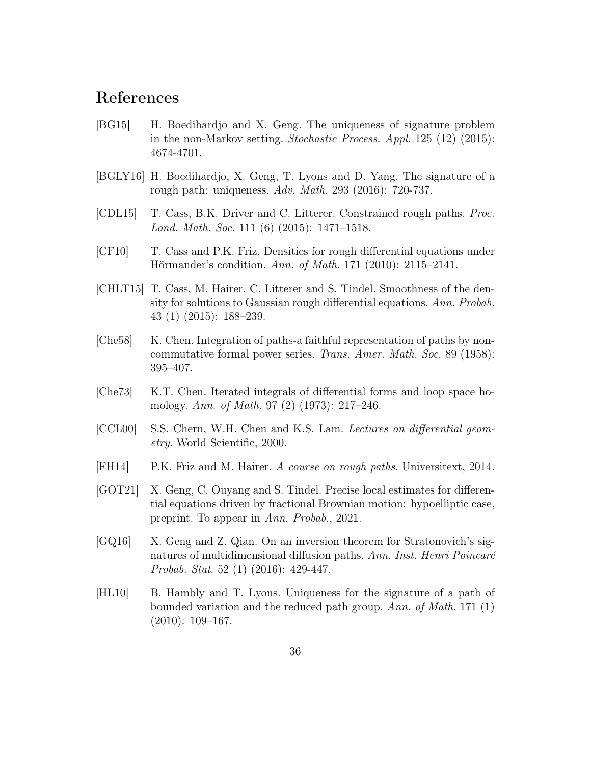# References

[BG15] H. Boedihardjo and X. Geng. The uniqueness of signature problem in the non-Markov setting. *Stochastic Process. Appl.* 125 (12) (2015): 4674-4701.

[BGLY16] H. Boedihardjo, X. Geng, T. Lyons and D. Yang. The signature of a rough path: uniqueness. *Adv. Math.* 293 (2016): 720-737.

[CDL15] T. Cass, B.K. Driver and C. Litterer. Constrained rough paths. *Proc. Lond. Math. Soc.* 111 (6) (2015): 1471–1518.

[CF10] T. Cass and P.K. Friz. Densities for rough differential equations under Hörmander's condition. *Ann. of Math.* 171 (2010): 2115–2141.

[CHLT15] T. Cass, M. Hairer, C. Litterer and S. Tindel. Smoothness of the density for solutions to Gaussian rough differential equations. *Ann. Probab.* 43 (1) (2015): 188–239.

[Che58] K. Chen. Integration of paths-a faithful representation of paths by noncommutative formal power series. *Trans. Amer. Math. Soc.* 89 (1958): 395–407.

[Che73] K.T. Chen. Iterated integrals of differential forms and loop space homology. *Ann. of Math.* 97 (2) (1973): 217–246.

[CCL00] S.S. Chern, W.H. Chen and K.S. Lam. *Lectures on differential geometry*. World Scientific, 2000.

[FH14] P.K. Friz and M. Hairer. *A course on rough paths*. Universitext, 2014.

[GOT21] X. Geng, C. Ouyang and S. Tindel. Precise local estimates for differential equations driven by fractional Brownian motion: hypoelliptic case, preprint. To appear in *Ann. Probab.*, 2021.

[GQ16] X. Geng and Z. Qian. On an inversion theorem for Stratonovich's signatures of multidimensional diffusion paths. *Ann. Inst. Henri Poincaré Probab. Stat.* 52 (1) (2016): 429-447.

[HL10] B. Hambly and T. Lyons. Uniqueness for the signature of a path of bounded variation and the reduced path group. *Ann. of Math.* 171 (1) (2010): 109–167.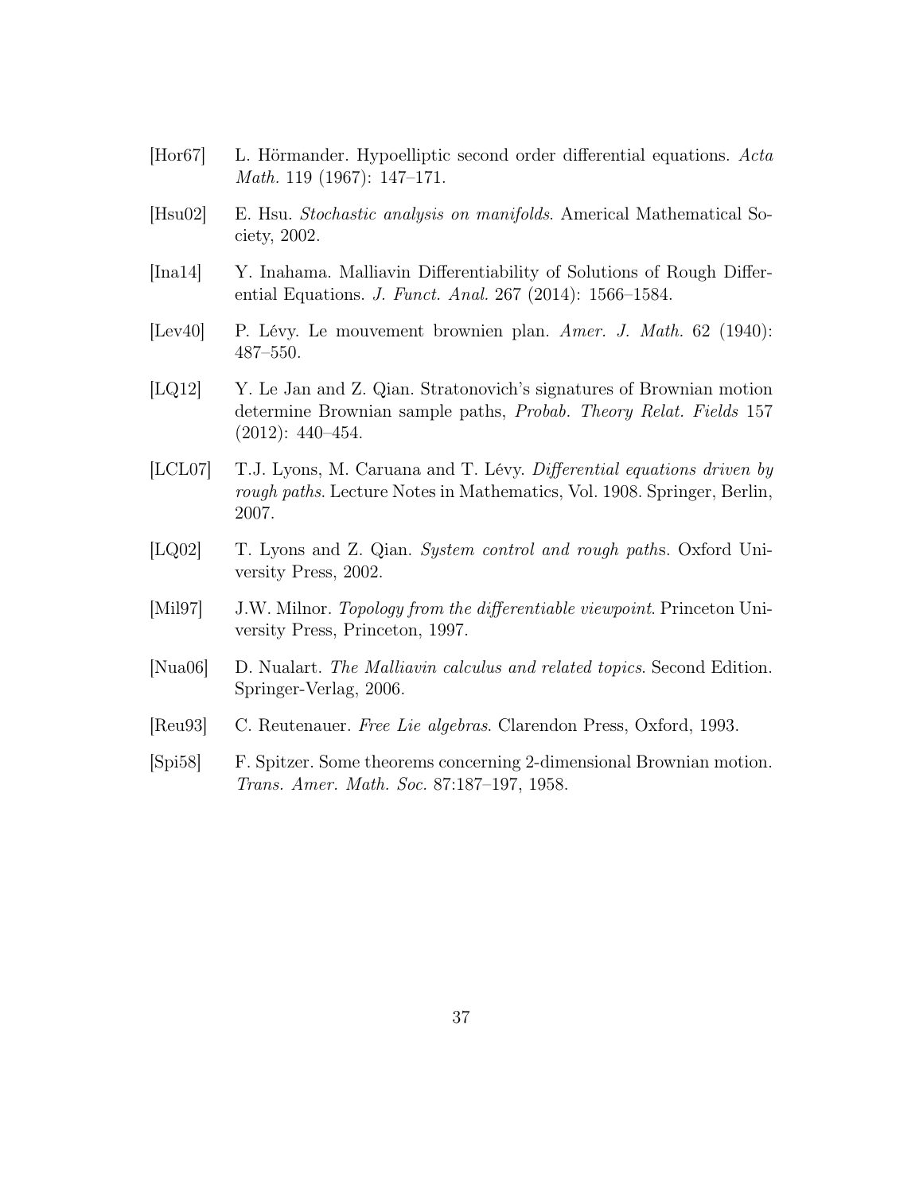[Hor67] L. Hörmander. Hypoelliptic second order differential equations. *Acta Math.* 119 (1967): 147–171.

[Hsu02] E. Hsu. *Stochastic analysis on manifolds*. Americal Mathematical Society, 2002.

[Ina14] Y. Inahama. Malliavin Differentiability of Solutions of Rough Differential Equations. *J. Funct. Anal.* 267 (2014): 1566–1584.

[Lev40] P. Lévy. Le mouvement brownien plan. *Amer. J. Math.* 62 (1940): 487–550.

[LQ12] Y. Le Jan and Z. Qian. Stratonovich's signatures of Brownian motion determine Brownian sample paths, *Probab. Theory Relat. Fields* 157 (2012): 440–454.

[LCL07] T.J. Lyons, M. Caruana and T. Lévy. *Differential equations driven by rough paths*. Lecture Notes in Mathematics, Vol. 1908. Springer, Berlin, 2007.

[LQ02] T. Lyons and Z. Qian. *System control and rough paths*. Oxford University Press, 2002.

[Mil97] J.W. Milnor. *Topology from the differentiable viewpoint*. Princeton University Press, Princeton, 1997.

[Nua06] D. Nualart. *The Malliavin calculus and related topics*. Second Edition. Springer-Verlag, 2006.

[Reu93] C. Reutenauer. *Free Lie algebras*. Clarendon Press, Oxford, 1993.

[Spi58] F. Spitzer. Some theorems concerning 2-dimensional Brownian motion. *Trans. Amer. Math. Soc.* 87:187–197, 1958.